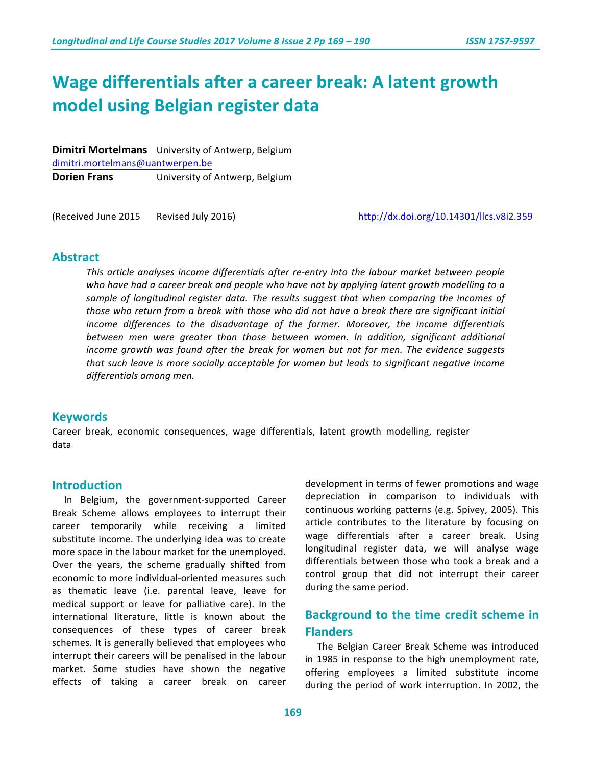# Wage differentials after a career break: A latent growth model using Belgian register data

**Dimitri Mortelmans** University of Antwerp, Belgium
dimitri.mortelmans@uantwerpen.be
**Dorien Frans** University of Antwerp, Belgium

(Received June 2015 Revised July 2016) http://dx.doi.org/10.14301/llcs.v8i2.359

## Abstract

*This article analyses income differentials after re-entry into the labour market between people who have had a career break and people who have not by applying latent growth modelling to a sample of longitudinal register data. The results suggest that when comparing the incomes of those who return from a break with those who did not have a break there are significant initial income differences to the disadvantage of the former. Moreover, the income differentials between men were greater than those between women. In addition, significant additional income growth was found after the break for women but not for men. The evidence suggests that such leave is more socially acceptable for women but leads to significant negative income differentials among men.*

## Keywords

Career break, economic consequences, wage differentials, latent growth modelling, register data

## Introduction

In Belgium, the government-supported Career Break Scheme allows employees to interrupt their career temporarily while receiving a limited substitute income. The underlying idea was to create more space in the labour market for the unemployed. Over the years, the scheme gradually shifted from economic to more individual-oriented measures such as thematic leave (i.e. parental leave, leave for medical support or leave for palliative care). In the international literature, little is known about the consequences of these types of career break schemes. It is generally believed that employees who interrupt their careers will be penalised in the labour market. Some studies have shown the negative effects of taking a career break on career development in terms of fewer promotions and wage depreciation in comparison to individuals with continuous working patterns (e.g. Spivey, 2005). This article contributes to the literature by focusing on wage differentials after a career break. Using longitudinal register data, we will analyse wage differentials between those who took a break and a control group that did not interrupt their career during the same period.

## Background to the time credit scheme in Flanders

The Belgian Career Break Scheme was introduced in 1985 in response to the high unemployment rate, offering employees a limited substitute income during the period of work interruption. In 2002, the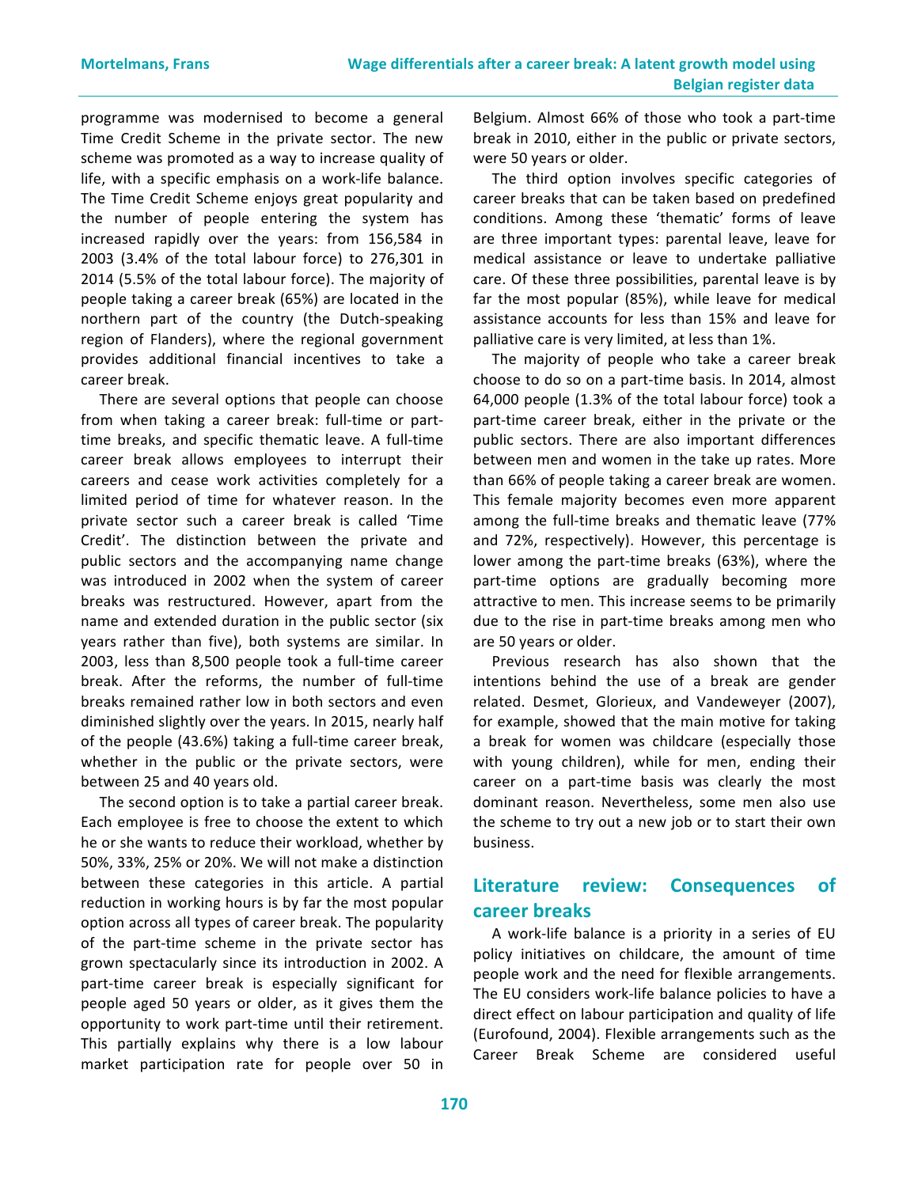programme was modernised to become a general Time Credit Scheme in the private sector. The new scheme was promoted as a way to increase quality of life, with a specific emphasis on a work-life balance. The Time Credit Scheme enjoys great popularity and the number of people entering the system has increased rapidly over the years: from 156,584 in 2003 (3.4% of the total labour force) to 276,301 in 2014 (5.5% of the total labour force). The majority of people taking a career break (65%) are located in the northern part of the country (the Dutch-speaking region of Flanders), where the regional government provides additional financial incentives to take a career break.

There are several options that people can choose from when taking a career break: full-time or part-time breaks, and specific thematic leave. A full-time career break allows employees to interrupt their careers and cease work activities completely for a limited period of time for whatever reason. In the private sector such a career break is called 'Time Credit'. The distinction between the private and public sectors and the accompanying name change was introduced in 2002 when the system of career breaks was restructured. However, apart from the name and extended duration in the public sector (six years rather than five), both systems are similar. In 2003, less than 8,500 people took a full-time career break. After the reforms, the number of full-time breaks remained rather low in both sectors and even diminished slightly over the years. In 2015, nearly half of the people (43.6%) taking a full-time career break, whether in the public or the private sectors, were between 25 and 40 years old.

The second option is to take a partial career break. Each employee is free to choose the extent to which he or she wants to reduce their workload, whether by 50%, 33%, 25% or 20%. We will not make a distinction between these categories in this article. A partial reduction in working hours is by far the most popular option across all types of career break. The popularity of the part-time scheme in the private sector has grown spectacularly since its introduction in 2002. A part-time career break is especially significant for people aged 50 years or older, as it gives them the opportunity to work part-time until their retirement. This partially explains why there is a low labour market participation rate for people over 50 in Belgium. Almost 66% of those who took a part-time break in 2010, either in the public or private sectors, were 50 years or older.

The third option involves specific categories of career breaks that can be taken based on predefined conditions. Among these 'thematic' forms of leave are three important types: parental leave, leave for medical assistance or leave to undertake palliative care. Of these three possibilities, parental leave is by far the most popular (85%), while leave for medical assistance accounts for less than 15% and leave for palliative care is very limited, at less than 1%.

The majority of people who take a career break choose to do so on a part-time basis. In 2014, almost 64,000 people (1.3% of the total labour force) took a part-time career break, either in the private or the public sectors. There are also important differences between men and women in the take up rates. More than 66% of people taking a career break are women. This female majority becomes even more apparent among the full-time breaks and thematic leave (77% and 72%, respectively). However, this percentage is lower among the part-time breaks (63%), where the part-time options are gradually becoming more attractive to men. This increase seems to be primarily due to the rise in part-time breaks among men who are 50 years or older.

Previous research has also shown that the intentions behind the use of a break are gender related. Desmet, Glorieux, and Vandeweyer (2007), for example, showed that the main motive for taking a break for women was childcare (especially those with young children), while for men, ending their career on a part-time basis was clearly the most dominant reason. Nevertheless, some men also use the scheme to try out a new job or to start their own business.

## Literature review: Consequences of career breaks

A work-life balance is a priority in a series of EU policy initiatives on childcare, the amount of time people work and the need for flexible arrangements. The EU considers work-life balance policies to have a direct effect on labour participation and quality of life (Eurofound, 2004). Flexible arrangements such as the Career Break Scheme are considered useful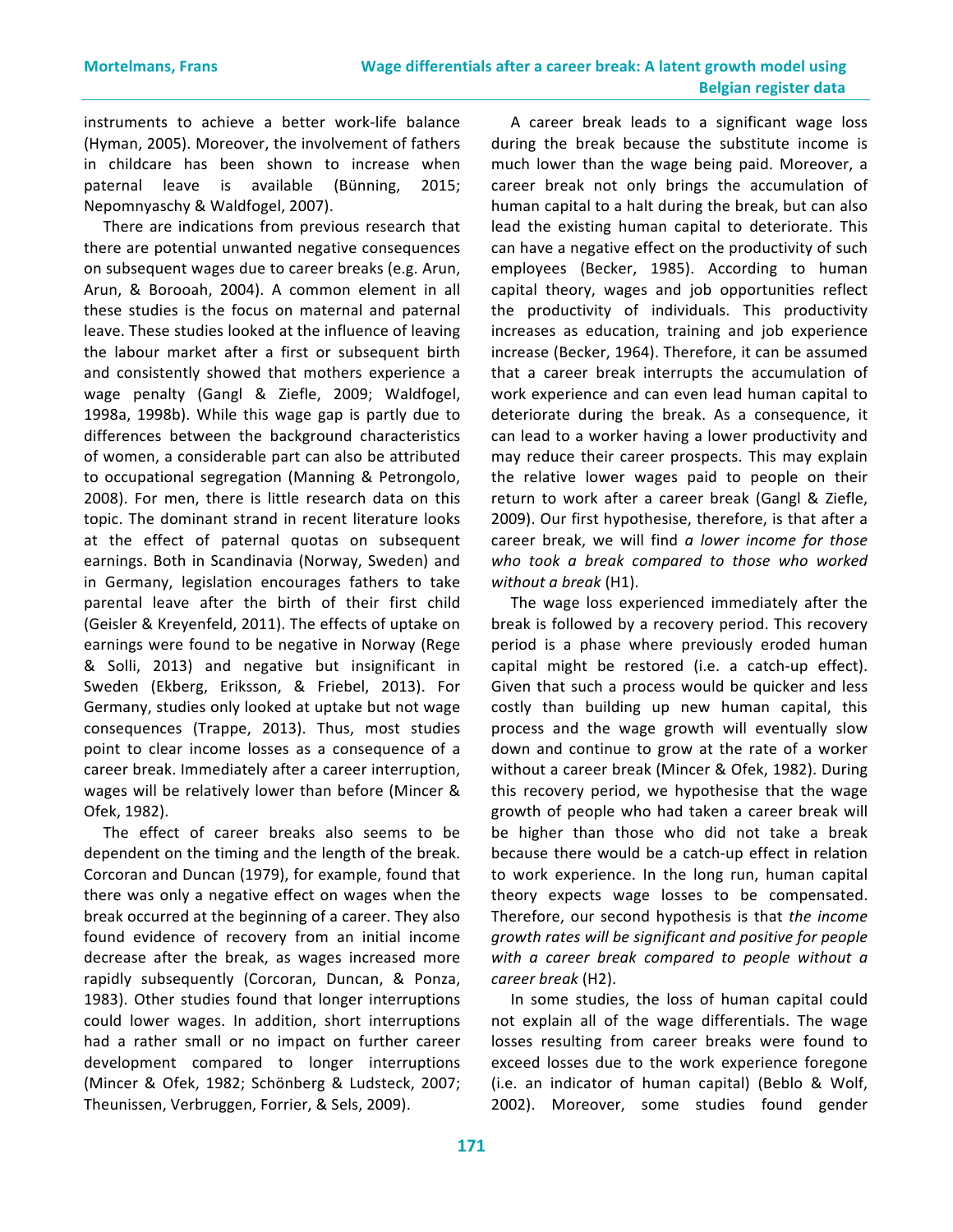instruments to achieve a better work-life balance (Hyman, 2005). Moreover, the involvement of fathers in childcare has been shown to increase when paternal leave is available (Bünning, 2015; Nepomnyaschy & Waldfogel, 2007).

There are indications from previous research that there are potential unwanted negative consequences on subsequent wages due to career breaks (e.g. Arun, Arun, & Borooah, 2004). A common element in all these studies is the focus on maternal and paternal leave. These studies looked at the influence of leaving the labour market after a first or subsequent birth and consistently showed that mothers experience a wage penalty (Gangl & Ziefle, 2009; Waldfogel, 1998a, 1998b). While this wage gap is partly due to differences between the background characteristics of women, a considerable part can also be attributed to occupational segregation (Manning & Petrongolo, 2008). For men, there is little research data on this topic. The dominant strand in recent literature looks at the effect of paternal quotas on subsequent earnings. Both in Scandinavia (Norway, Sweden) and in Germany, legislation encourages fathers to take parental leave after the birth of their first child (Geisler & Kreyenfeld, 2011). The effects of uptake on earnings were found to be negative in Norway (Rege & Solli, 2013) and negative but insignificant in Sweden (Ekberg, Eriksson, & Friebel, 2013). For Germany, studies only looked at uptake but not wage consequences (Trappe, 2013). Thus, most studies point to clear income losses as a consequence of a career break. Immediately after a career interruption, wages will be relatively lower than before (Mincer & Ofek, 1982).

The effect of career breaks also seems to be dependent on the timing and the length of the break. Corcoran and Duncan (1979), for example, found that there was only a negative effect on wages when the break occurred at the beginning of a career. They also found evidence of recovery from an initial income decrease after the break, as wages increased more rapidly subsequently (Corcoran, Duncan, & Ponza, 1983). Other studies found that longer interruptions could lower wages. In addition, short interruptions had a rather small or no impact on further career development compared to longer interruptions (Mincer & Ofek, 1982; Schönberg & Ludsteck, 2007; Theunissen, Verbruggen, Forrier, & Sels, 2009).

A career break leads to a significant wage loss during the break because the substitute income is much lower than the wage being paid. Moreover, a career break not only brings the accumulation of human capital to a halt during the break, but can also lead the existing human capital to deteriorate. This can have a negative effect on the productivity of such employees (Becker, 1985). According to human capital theory, wages and job opportunities reflect the productivity of individuals. This productivity increases as education, training and job experience increase (Becker, 1964). Therefore, it can be assumed that a career break interrupts the accumulation of work experience and can even lead human capital to deteriorate during the break. As a consequence, it can lead to a worker having a lower productivity and may reduce their career prospects. This may explain the relative lower wages paid to people on their return to work after a career break (Gangl & Ziefle, 2009). Our first hypothesise, therefore, is that after a career break, we will find *a lower income for those who took a break compared to those who worked without a break* (H1).

The wage loss experienced immediately after the break is followed by a recovery period. This recovery period is a phase where previously eroded human capital might be restored (i.e. a catch-up effect). Given that such a process would be quicker and less costly than building up new human capital, this process and the wage growth will eventually slow down and continue to grow at the rate of a worker without a career break (Mincer & Ofek, 1982). During this recovery period, we hypothesise that the wage growth of people who had taken a career break will be higher than those who did not take a break because there would be a catch-up effect in relation to work experience. In the long run, human capital theory expects wage losses to be compensated. Therefore, our second hypothesis is that *the income growth rates will be significant and positive for people with a career break compared to people without a career break* (H2).

In some studies, the loss of human capital could not explain all of the wage differentials. The wage losses resulting from career breaks were found to exceed losses due to the work experience foregone (i.e. an indicator of human capital) (Beblo & Wolf, 2002). Moreover, some studies found gender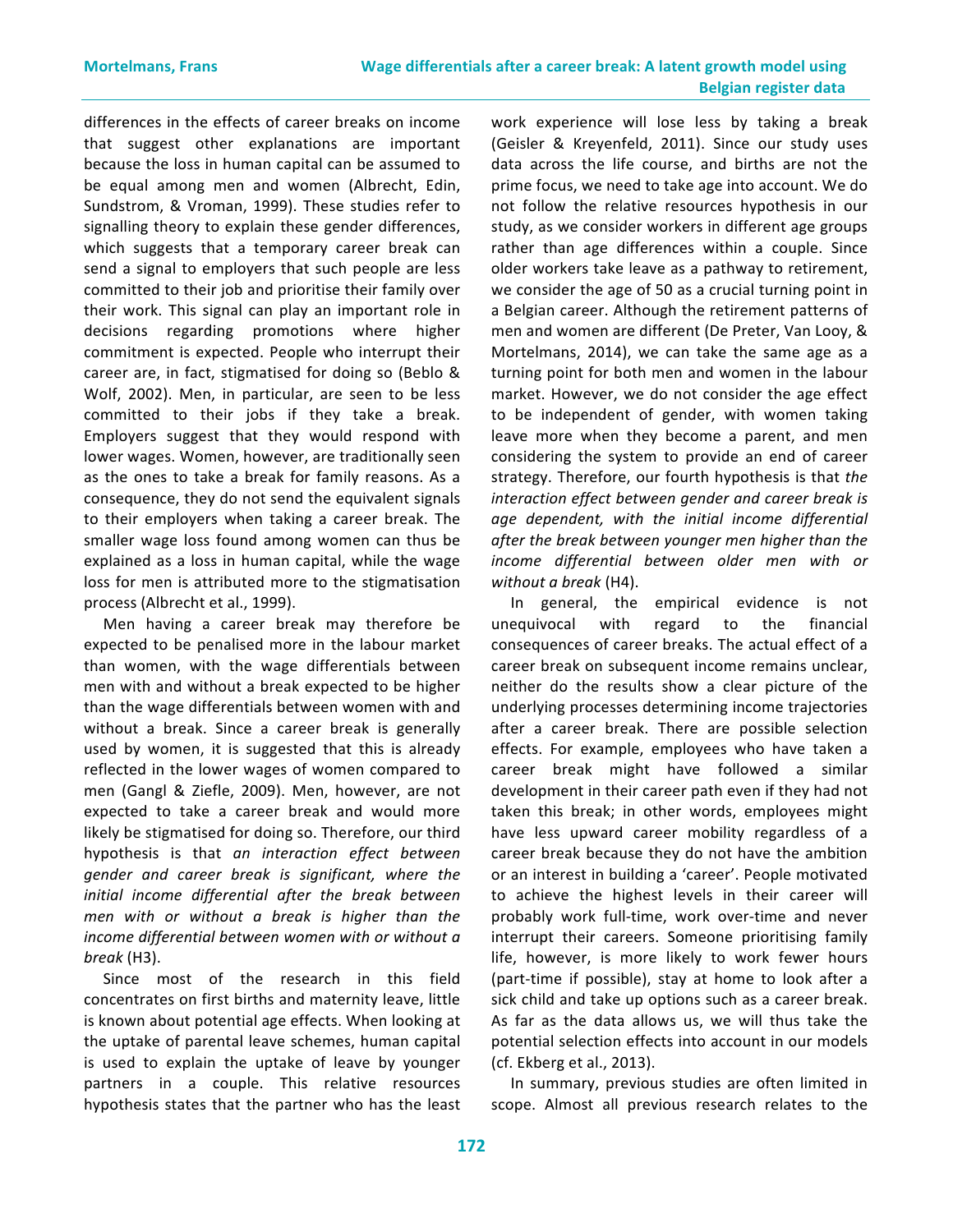differences in the effects of career breaks on income that suggest other explanations are important because the loss in human capital can be assumed to be equal among men and women (Albrecht, Edin, Sundstrom, & Vroman, 1999). These studies refer to signalling theory to explain these gender differences, which suggests that a temporary career break can send a signal to employers that such people are less committed to their job and prioritise their family over their work. This signal can play an important role in decisions regarding promotions where higher commitment is expected. People who interrupt their career are, in fact, stigmatised for doing so (Beblo & Wolf, 2002). Men, in particular, are seen to be less committed to their jobs if they take a break. Employers suggest that they would respond with lower wages. Women, however, are traditionally seen as the ones to take a break for family reasons. As a consequence, they do not send the equivalent signals to their employers when taking a career break. The smaller wage loss found among women can thus be explained as a loss in human capital, while the wage loss for men is attributed more to the stigmatisation process (Albrecht et al., 1999).

Men having a career break may therefore be expected to be penalised more in the labour market than women, with the wage differentials between men with and without a break expected to be higher than the wage differentials between women with and without a break. Since a career break is generally used by women, it is suggested that this is already reflected in the lower wages of women compared to men (Gangl & Ziefle, 2009). Men, however, are not expected to take a career break and would more likely be stigmatised for doing so. Therefore, our third hypothesis is that *an interaction effect between gender and career break is significant, where the initial income differential after the break between men with or without a break is higher than the income differential between women with or without a break* (H3).

Since most of the research in this field concentrates on first births and maternity leave, little is known about potential age effects. When looking at the uptake of parental leave schemes, human capital is used to explain the uptake of leave by younger partners in a couple. This relative resources hypothesis states that the partner who has the least work experience will lose less by taking a break (Geisler & Kreyenfeld, 2011). Since our study uses data across the life course, and births are not the prime focus, we need to take age into account. We do not follow the relative resources hypothesis in our study, as we consider workers in different age groups rather than age differences within a couple. Since older workers take leave as a pathway to retirement, we consider the age of 50 as a crucial turning point in a Belgian career. Although the retirement patterns of men and women are different (De Preter, Van Looy, & Mortelmans, 2014), we can take the same age as a turning point for both men and women in the labour market. However, we do not consider the age effect to be independent of gender, with women taking leave more when they become a parent, and men considering the system to provide an end of career strategy. Therefore, our fourth hypothesis is that *the interaction effect between gender and career break is age dependent, with the initial income differential after the break between younger men higher than the income differential between older men with or without a break* (H4).

In general, the empirical evidence is not unequivocal with regard to the financial consequences of career breaks. The actual effect of a career break on subsequent income remains unclear, neither do the results show a clear picture of the underlying processes determining income trajectories after a career break. There are possible selection effects. For example, employees who have taken a career break might have followed a similar development in their career path even if they had not taken this break; in other words, employees might have less upward career mobility regardless of a career break because they do not have the ambition or an interest in building a 'career'. People motivated to achieve the highest levels in their career will probably work full-time, work over-time and never interrupt their careers. Someone prioritising family life, however, is more likely to work fewer hours (part-time if possible), stay at home to look after a sick child and take up options such as a career break. As far as the data allows us, we will thus take the potential selection effects into account in our models (cf. Ekberg et al., 2013).

In summary, previous studies are often limited in scope. Almost all previous research relates to the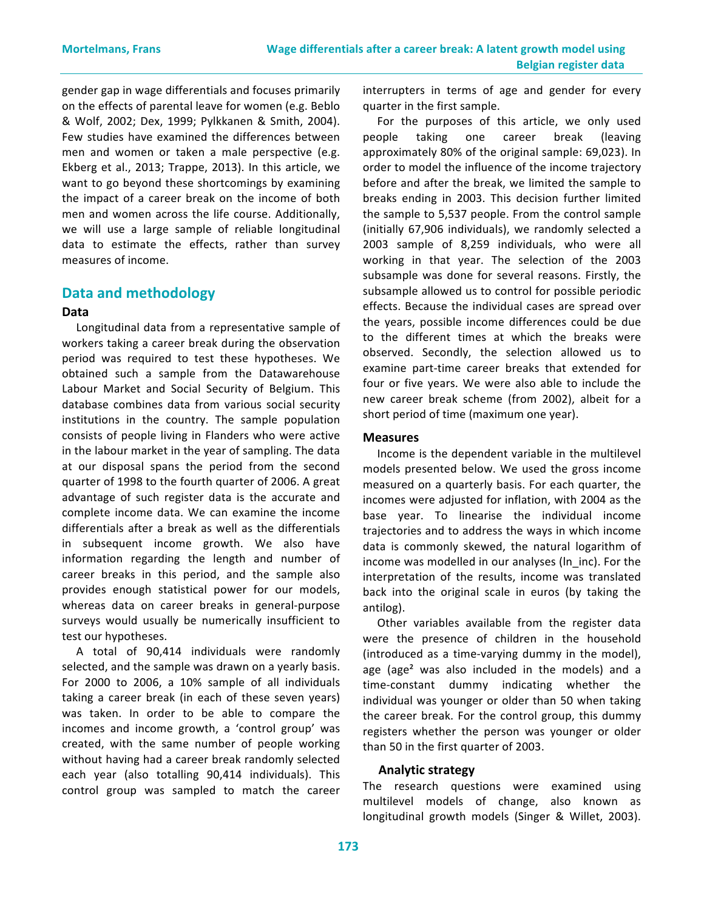gender gap in wage differentials and focuses primarily on the effects of parental leave for women (e.g. Beblo & Wolf, 2002; Dex, 1999; Pylkkanen & Smith, 2004). Few studies have examined the differences between men and women or taken a male perspective (e.g. Ekberg et al., 2013; Trappe, 2013). In this article, we want to go beyond these shortcomings by examining the impact of a career break on the income of both men and women across the life course. Additionally, we will use a large sample of reliable longitudinal data to estimate the effects, rather than survey measures of income.

## Data and methodology

### Data

Longitudinal data from a representative sample of workers taking a career break during the observation period was required to test these hypotheses. We obtained such a sample from the Datawarehouse Labour Market and Social Security of Belgium. This database combines data from various social security institutions in the country. The sample population consists of people living in Flanders who were active in the labour market in the year of sampling. The data at our disposal spans the period from the second quarter of 1998 to the fourth quarter of 2006. A great advantage of such register data is the accurate and complete income data. We can examine the income differentials after a break as well as the differentials in subsequent income growth. We also have information regarding the length and number of career breaks in this period, and the sample also provides enough statistical power for our models, whereas data on career breaks in general-purpose surveys would usually be numerically insufficient to test our hypotheses.

A total of 90,414 individuals were randomly selected, and the sample was drawn on a yearly basis. For 2000 to 2006, a 10% sample of all individuals taking a career break (in each of these seven years) was taken. In order to be able to compare the incomes and income growth, a 'control group' was created, with the same number of people working without having had a career break randomly selected each year (also totalling 90,414 individuals). This control group was sampled to match the career interrupters in terms of age and gender for every quarter in the first sample.

For the purposes of this article, we only used people taking one career break (leaving approximately 80% of the original sample: 69,023). In order to model the influence of the income trajectory before and after the break, we limited the sample to breaks ending in 2003. This decision further limited the sample to 5,537 people. From the control sample (initially 67,906 individuals), we randomly selected a 2003 sample of 8,259 individuals, who were all working in that year. The selection of the 2003 subsample was done for several reasons. Firstly, the subsample allowed us to control for possible periodic effects. Because the individual cases are spread over the years, possible income differences could be due to the different times at which the breaks were observed. Secondly, the selection allowed us to examine part-time career breaks that extended for four or five years. We were also able to include the new career break scheme (from 2002), albeit for a short period of time (maximum one year).

### Measures

Income is the dependent variable in the multilevel models presented below. We used the gross income measured on a quarterly basis. For each quarter, the incomes were adjusted for inflation, with 2004 as the base year. To linearise the individual income trajectories and to address the ways in which income data is commonly skewed, the natural logarithm of income was modelled in our analyses (ln_inc). For the interpretation of the results, income was translated back into the original scale in euros (by taking the antilog).

Other variables available from the register data were the presence of children in the household (introduced as a time-varying dummy in the model), age (age² was also included in the models) and a time-constant dummy indicating whether the individual was younger or older than 50 when taking the career break. For the control group, this dummy registers whether the person was younger or older than 50 in the first quarter of 2003.

### Analytic strategy

The research questions were examined using multilevel models of change, also known as longitudinal growth models (Singer & Willet, 2003).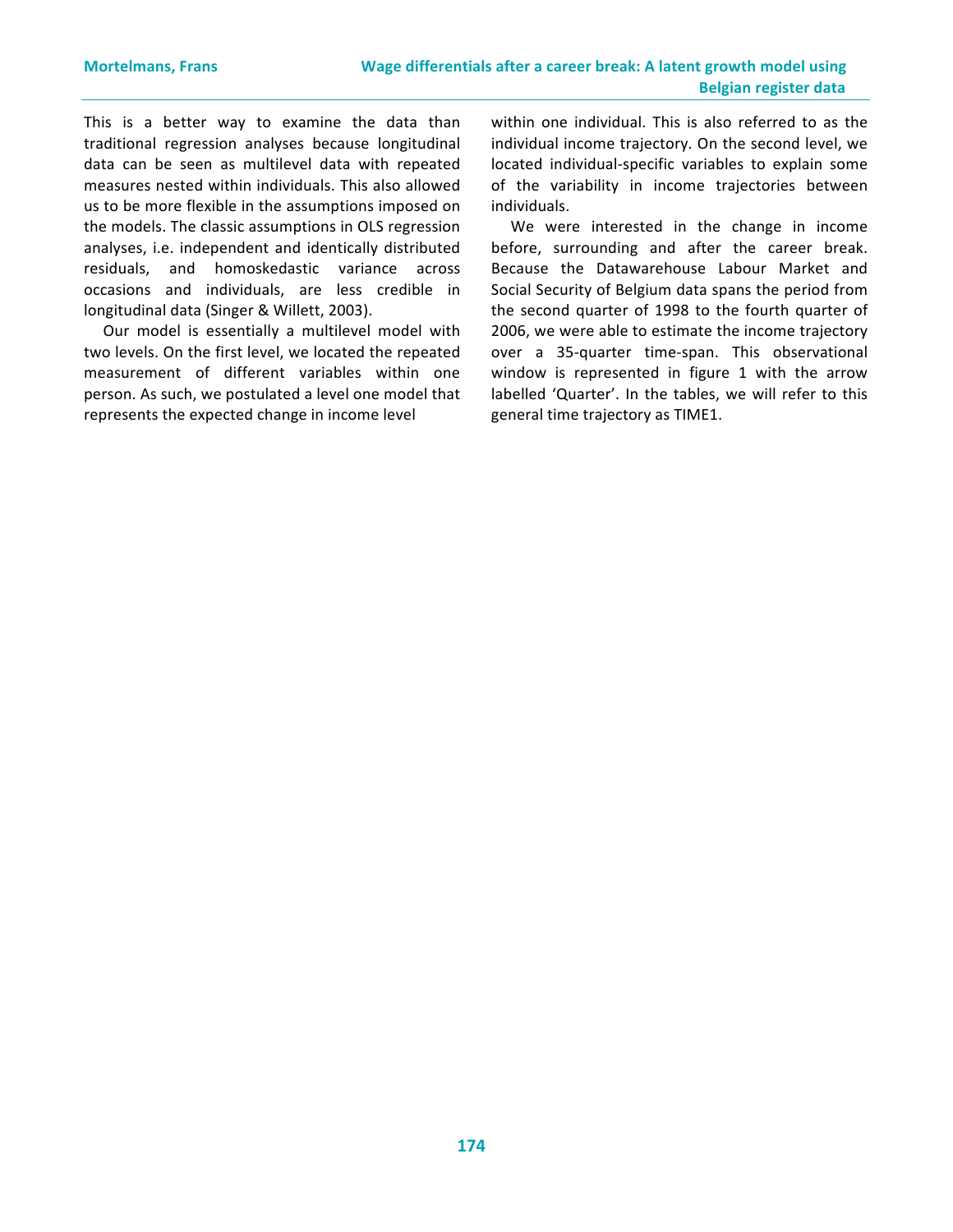This is a better way to examine the data than traditional regression analyses because longitudinal data can be seen as multilevel data with repeated measures nested within individuals. This also allowed us to be more flexible in the assumptions imposed on the models. The classic assumptions in OLS regression analyses, i.e. independent and identically distributed residuals, and homoskedastic variance across occasions and individuals, are less credible in longitudinal data (Singer & Willett, 2003).

Our model is essentially a multilevel model with two levels. On the first level, we located the repeated measurement of different variables within one person. As such, we postulated a level one model that represents the expected change in income level within one individual. This is also referred to as the individual income trajectory. On the second level, we located individual-specific variables to explain some of the variability in income trajectories between individuals.

We were interested in the change in income before, surrounding and after the career break. Because the Datawarehouse Labour Market and Social Security of Belgium data spans the period from the second quarter of 1998 to the fourth quarter of 2006, we were able to estimate the income trajectory over a 35-quarter time-span. This observational window is represented in figure 1 with the arrow labelled 'Quarter'. In the tables, we will refer to this general time trajectory as TIME1.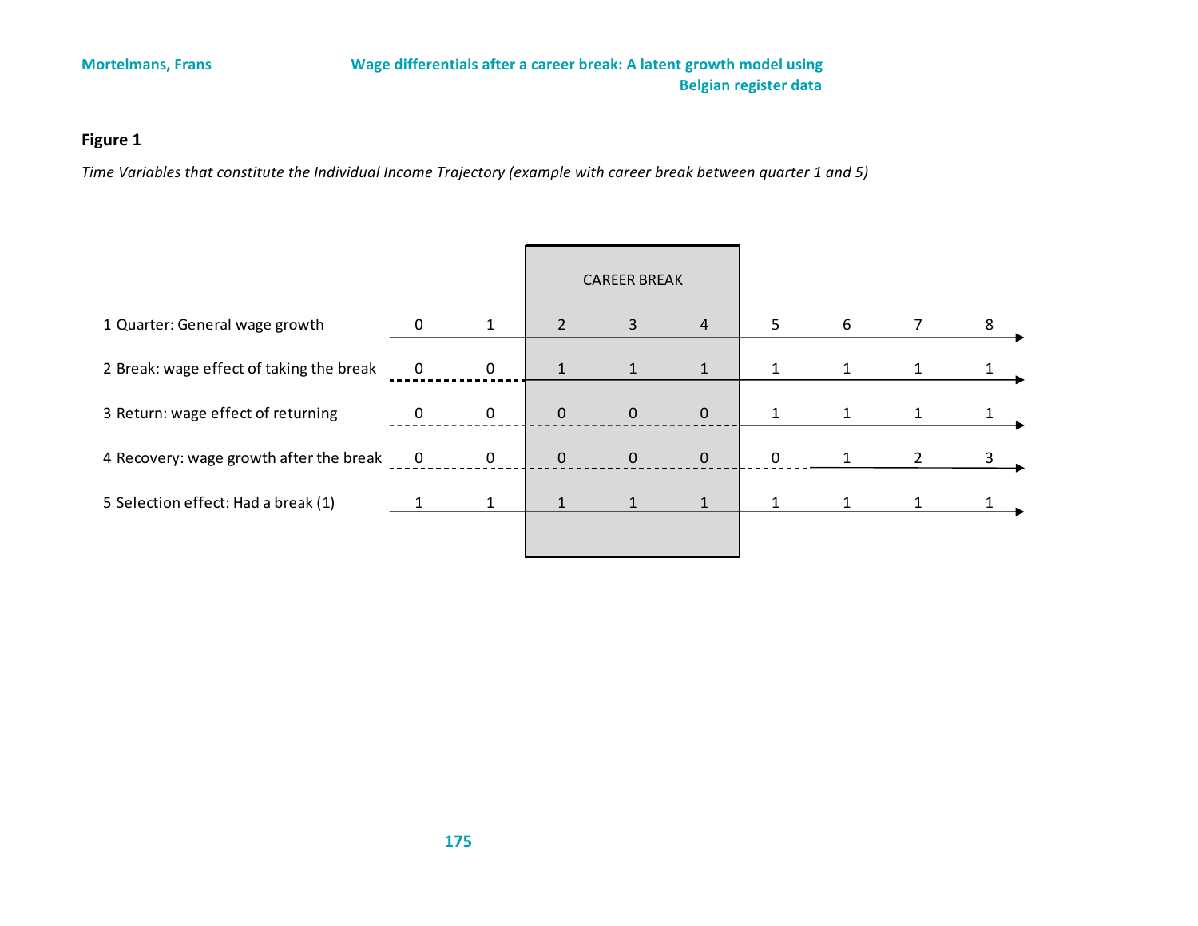**Figure 1**

*Time Variables that constitute the Individual Income Trajectory (example with career break between quarter 1 and 5)*

| | | | CAREER BREAK | | | | | | |
|---|---|---|---|---|---|---|---|---|---|
| 1 Quarter: General wage growth | 0 | 1 | 2 | 3 | 4 | 5 | 6 | 7 | 8 |
| 2 Break: wage effect of taking the break | 0 | 0 | 1 | 1 | 1 | 1 | 1 | 1 | 1 |
| 3 Return: wage effect of returning | 0 | 0 | 0 | 0 | 0 | 1 | 1 | 1 | 1 |
| 4 Recovery: wage growth after the break | 0 | 0 | 0 | 0 | 0 | 0 | 1 | 2 | 3 |
| 5 Selection effect: Had a break (1) | 1 | 1 | 1 | 1 | 1 | 1 | 1 | 1 | 1 |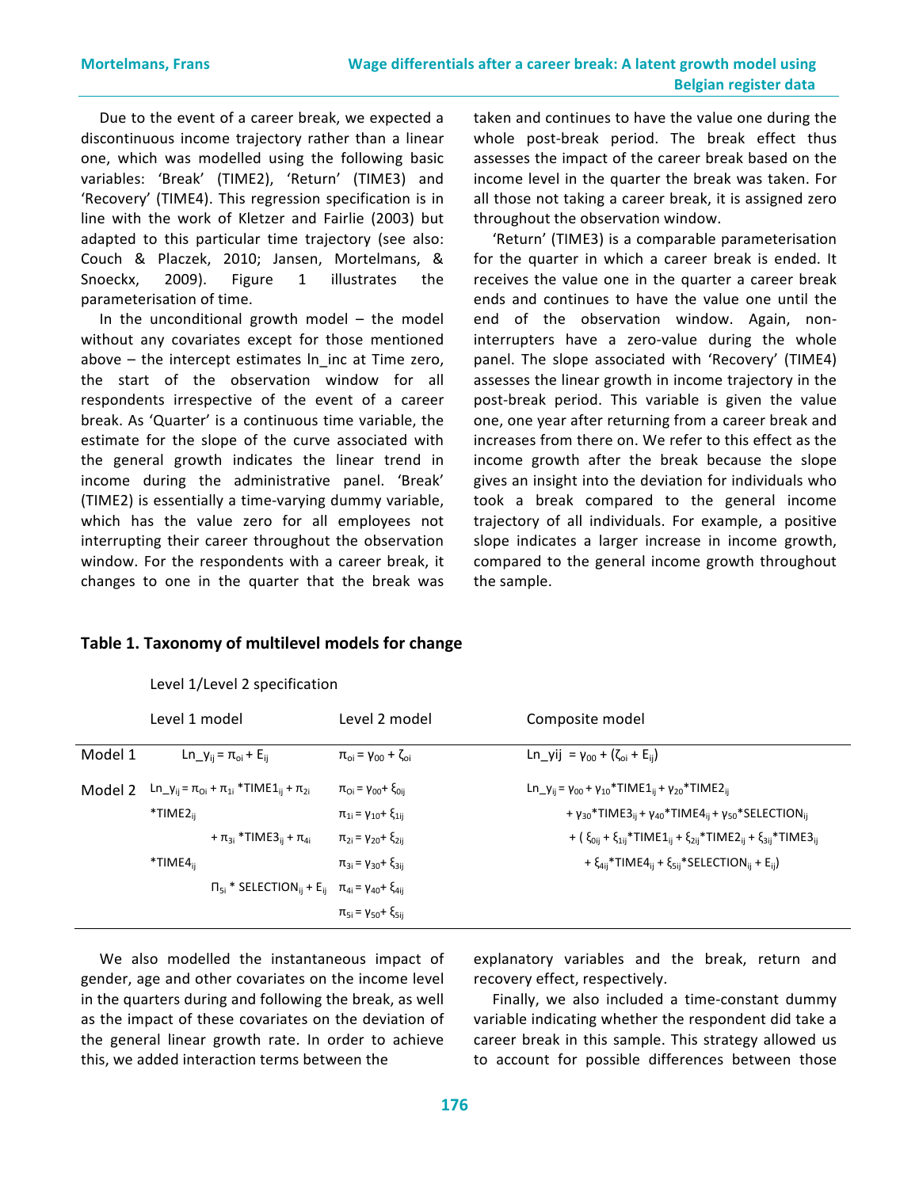Due to the event of a career break, we expected a discontinuous income trajectory rather than a linear one, which was modelled using the following basic variables: 'Break' (TIME2), 'Return' (TIME3) and 'Recovery' (TIME4). This regression specification is in line with the work of Kletzer and Fairlie (2003) but adapted to this particular time trajectory (see also: Couch & Placzek, 2010; Jansen, Mortelmans, & Snoeckx, 2009). Figure 1 illustrates the parameterisation of time.

In the unconditional growth model – the model without any covariates except for those mentioned above – the intercept estimates ln_inc at Time zero, the start of the observation window for all respondents irrespective of the event of a career break. As 'Quarter' is a continuous time variable, the estimate for the slope of the curve associated with the general growth indicates the linear trend in income during the administrative panel. 'Break' (TIME2) is essentially a time-varying dummy variable, which has the value zero for all employees not interrupting their career throughout the observation window. For the respondents with a career break, it changes to one in the quarter that the break was taken and continues to have the value one during the whole post-break period. The break effect thus assesses the impact of the career break based on the income level in the quarter the break was taken. For all those not taking a career break, it is assigned zero throughout the observation window.

'Return' (TIME3) is a comparable parameterisation for the quarter in which a career break is ended. It receives the value one in the quarter a career break ends and continues to have the value one until the end of the observation window. Again, non-interrupters have a zero-value during the whole panel. The slope associated with 'Recovery' (TIME4) assesses the linear growth in income trajectory in the post-break period. This variable is given the value one, one year after returning from a career break and increases from there on. We refer to this effect as the income growth after the break because the slope gives an insight into the deviation for individuals who took a break compared to the general income trajectory of all individuals. For example, a positive slope indicates a larger increase in income growth, compared to the general income growth throughout the sample.

**Table 1. Taxonomy of multilevel models for change**

| | Level 1/Level 2 specification | | |
|---|---|---|---|
| | Level 1 model | Level 2 model | Composite model |
| Model 1 | $Ln\_y_{ij} = \pi_{0i} + E_{ij}$ | $\pi_{0i} = \gamma_{00} + \zeta_{0i}$ | $Ln\_yij = \gamma_{00} + (\zeta_{0i} + E_{ij})$ |
| Model 2 | $Ln\_y_{ij} = \pi_{0i} + \pi_{1i} * TIME1_{ij} + \pi_{2i} * TIME2_{ij} + \pi_{3i} * TIME3_{ij} + \pi_{4i} * TIME4_{ij} + \Pi_{5i} * SELECTION_{ij} + E_{ij}$ | $\pi_{0i} = \gamma_{00} + \xi_{0ij}$<br>$\pi_{1i} = \gamma_{10} + \xi_{1ij}$<br>$\pi_{2i} = \gamma_{20} + \xi_{2ij}$<br>$\pi_{3i} = \gamma_{30} + \xi_{3ij}$<br>$\pi_{4i} = \gamma_{40} + \xi_{4ij}$<br>$\pi_{5i} = \gamma_{50} + \xi_{5ij}$ | $Ln\_y_{ij} = \gamma_{00} + \gamma_{10} * TIME1_{ij} + \gamma_{20} * TIME2_{ij} + \gamma_{30} * TIME3_{ij} + \gamma_{40} * TIME4_{ij} + \gamma_{50} * SELECTION_{ij} + (\xi_{0ij} + \xi_{1ij} * TIME1_{ij} + \xi_{2ij} * TIME2_{ij} + \xi_{3ij} * TIME3_{ij} + \xi_{4ij} * TIME4_{ij} + \xi_{5ij} * SELECTION_{ij} + E_{ij})$ |

We also modelled the instantaneous impact of gender, age and other covariates on the income level in the quarters during and following the break, as well as the impact of these covariates on the deviation of the general linear growth rate. In order to achieve this, we added interaction terms between the explanatory variables and the break, return and recovery effect, respectively.

Finally, we also included a time-constant dummy variable indicating whether the respondent did take a career break in this sample. This strategy allowed us to account for possible differences between those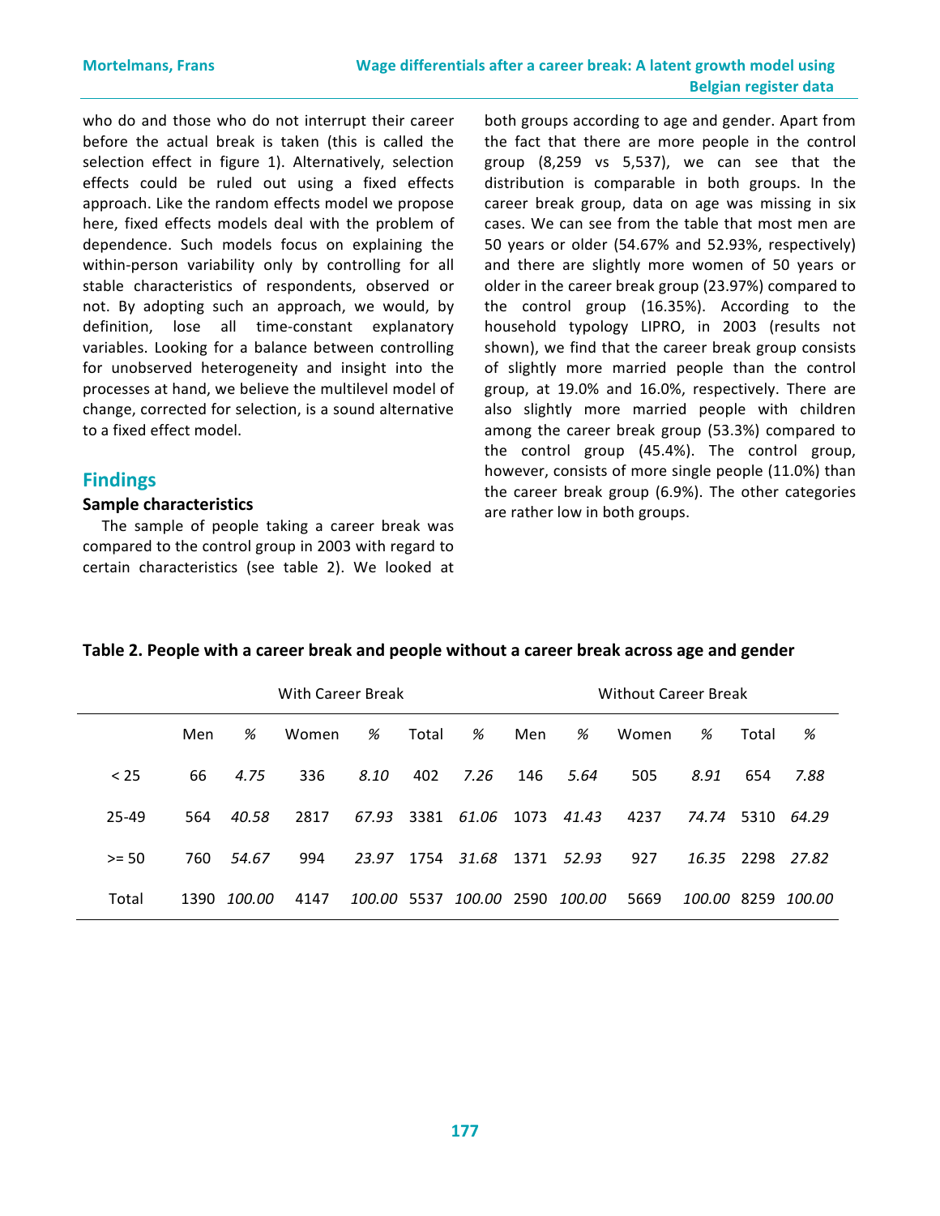who do and those who do not interrupt their career before the actual break is taken (this is called the selection effect in figure 1). Alternatively, selection effects could be ruled out using a fixed effects approach. Like the random effects model we propose here, fixed effects models deal with the problem of dependence. Such models focus on explaining the within-person variability only by controlling for all stable characteristics of respondents, observed or not. By adopting such an approach, we would, by definition, lose all time-constant explanatory variables. Looking for a balance between controlling for unobserved heterogeneity and insight into the processes at hand, we believe the multilevel model of change, corrected for selection, is a sound alternative to a fixed effect model.

## Findings

### Sample characteristics

The sample of people taking a career break was compared to the control group in 2003 with regard to certain characteristics (see table 2). We looked at both groups according to age and gender. Apart from the fact that there are more people in the control group (8,259 vs 5,537), we can see that the distribution is comparable in both groups. In the career break group, data on age was missing in six cases. We can see from the table that most men are 50 years or older (54.67% and 52.93%, respectively) and there are slightly more women of 50 years or older in the career break group (23.97%) compared to the control group (16.35%). According to the household typology LIPRO, in 2003 (results not shown), we find that the career break group consists of slightly more married people than the control group, at 19.0% and 16.0%, respectively. There are also slightly more married people with children among the career break group (53.3%) compared to the control group (45.4%). The control group, however, consists of more single people (11.0%) than the career break group (6.9%). The other categories are rather low in both groups.

**Table 2. People with a career break and people without a career break across age and gender**

| | With Career Break | | | | | | Without Career Break | | | | | |
|---|---|---|---|---|---|---|---|---|---|---|---|---|
| | Men | *%* | Women | *%* | Total | *%* | Men | *%* | Women | *%* | Total | *%* |
| < 25 | 66 | *4.75* | 336 | *8.10* | 402 | *7.26* | 146 | *5.64* | 505 | *8.91* | 654 | *7.88* |
| 25-49 | 564 | *40.58* | 2817 | *67.93* | 3381 | *61.06* | 1073 | *41.43* | 4237 | *74.74* | 5310 | *64.29* |
| >= 50 | 760 | *54.67* | 994 | *23.97* | 1754 | *31.68* | 1371 | *52.93* | 927 | *16.35* | 2298 | *27.82* |
| Total | 1390 | *100.00* | 4147 | *100.00* | 5537 | *100.00* | 2590 | *100.00* | 5669 | *100.00* | 8259 | *100.00* |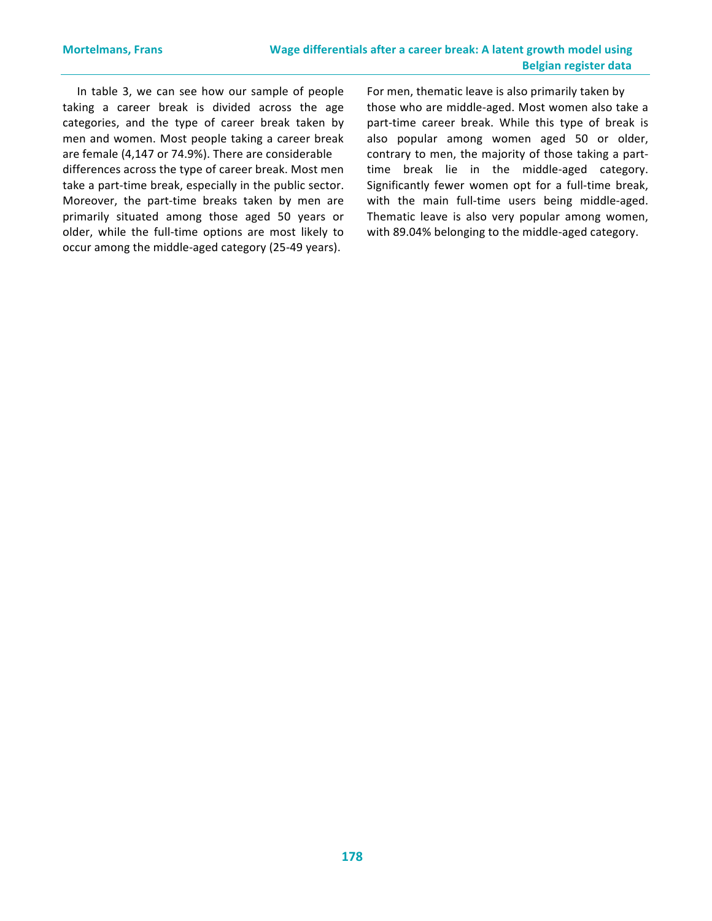In table 3, we can see how our sample of people taking a career break is divided across the age categories, and the type of career break taken by men and women. Most people taking a career break are female (4,147 or 74.9%). There are considerable differences across the type of career break. Most men take a part-time break, especially in the public sector. Moreover, the part-time breaks taken by men are primarily situated among those aged 50 years or older, while the full-time options are most likely to occur among the middle-aged category (25-49 years). For men, thematic leave is also primarily taken by those who are middle-aged. Most women also take a part-time career break. While this type of break is also popular among women aged 50 or older, contrary to men, the majority of those taking a part-time break lie in the middle-aged category. Significantly fewer women opt for a full-time break, with the main full-time users being middle-aged. Thematic leave is also very popular among women, with 89.04% belonging to the middle-aged category.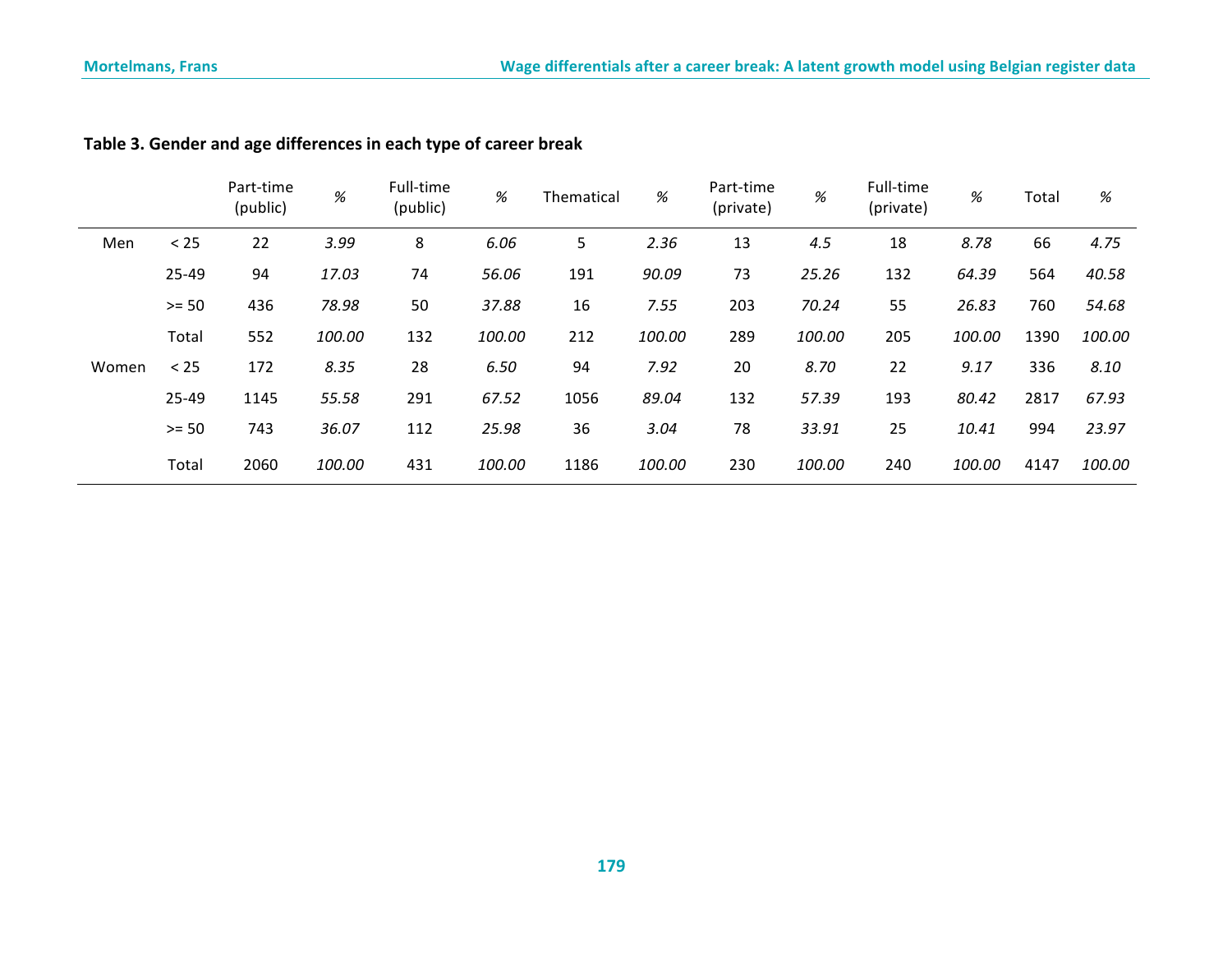**Table 3. Gender and age differences in each type of career break**

| | | Part-time (public) | % | Full-time (public) | % | Thematical | % | Part-time (private) | % | Full-time (private) | % | Total | % |
|---|---|---|---|---|---|---|---|---|---|---|---|---|---|
| Men | < 25 | 22 | *3.99* | 8 | *6.06* | 5 | *2.36* | 13 | *4.5* | 18 | *8.78* | 66 | *4.75* |
| | 25-49 | 94 | *17.03* | 74 | *56.06* | 191 | *90.09* | 73 | *25.26* | 132 | *64.39* | 564 | *40.58* |
| | >= 50 | 436 | *78.98* | 50 | *37.88* | 16 | *7.55* | 203 | *70.24* | 55 | *26.83* | 760 | *54.68* |
| | Total | 552 | *100.00* | 132 | *100.00* | 212 | *100.00* | 289 | *100.00* | 205 | *100.00* | 1390 | *100.00* |
| Women | < 25 | 172 | *8.35* | 28 | *6.50* | 94 | *7.92* | 20 | *8.70* | 22 | *9.17* | 336 | *8.10* |
| | 25-49 | 1145 | *55.58* | 291 | *67.52* | 1056 | *89.04* | 132 | *57.39* | 193 | *80.42* | 2817 | *67.93* |
| | >= 50 | 743 | *36.07* | 112 | *25.98* | 36 | *3.04* | 78 | *33.91* | 25 | *10.41* | 994 | *23.97* |
| | Total | 2060 | *100.00* | 431 | *100.00* | 1186 | *100.00* | 230 | *100.00* | 240 | *100.00* | 4147 | *100.00* |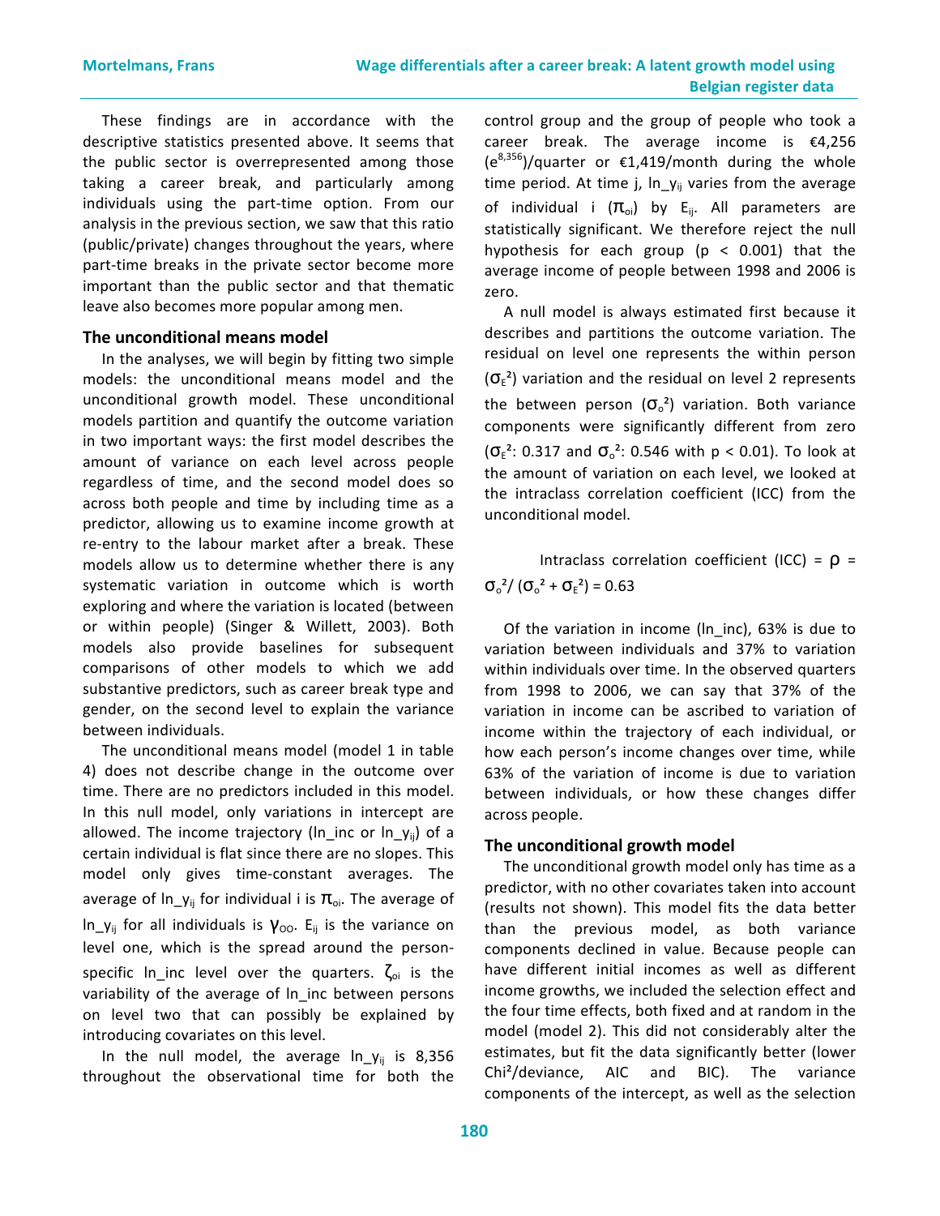These findings are in accordance with the descriptive statistics presented above. It seems that the public sector is overrepresented among those taking a career break, and particularly among individuals using the part-time option. From our analysis in the previous section, we saw that this ratio (public/private) changes throughout the years, where part-time breaks in the private sector become more important than the public sector and that thematic leave also becomes more popular among men.

### The unconditional means model

In the analyses, we will begin by fitting two simple models: the unconditional means model and the unconditional growth model. These unconditional models partition and quantify the outcome variation in two important ways: the first model describes the amount of variance on each level across people regardless of time, and the second model does so across both people and time by including time as a predictor, allowing us to examine income growth at re-entry to the labour market after a break. These models allow us to determine whether there is any systematic variation in outcome which is worth exploring and where the variation is located (between or within people) (Singer & Willett, 2003). Both models also provide baselines for subsequent comparisons of other models to which we add substantive predictors, such as career break type and gender, on the second level to explain the variance between individuals.

The unconditional means model (model 1 in table 4) does not describe change in the outcome over time. There are no predictors included in this model. In this null model, only variations in intercept are allowed. The income trajectory (ln_inc or $ln\_y_{ij}$) of a certain individual is flat since there are no slopes. This model only gives time-constant averages. The average of $ln\_y_{ij}$ for individual i is $\pi_{oi}$. The average of $ln\_y_{ij}$ for all individuals is $\gamma_{OO}$. $E_{ij}$ is the variance on level one, which is the spread around the person-specific ln_inc level over the quarters. $\zeta_{oi}$ is the variability of the average of ln_inc between persons on level two that can possibly be explained by introducing covariates on this level.

In the null model, the average $ln\_y_{ij}$ is 8,356 throughout the observational time for both the control group and the group of people who took a career break. The average income is €4,256 ($e^{8,356}$)/quarter or €1,419/month during the whole time period. At time j, $ln\_y_{ij}$ varies from the average of individual i ($\pi_{oi}$) by $E_{ij}$. All parameters are statistically significant. We therefore reject the null hypothesis for each group ($p < 0.001$) that the average income of people between 1998 and 2006 is zero.

A null model is always estimated first because it describes and partitions the outcome variation. The residual on level one represents the within person ($\sigma_E^2$) variation and the residual on level 2 represents the between person ($\sigma_o^2$) variation. Both variance components were significantly different from zero ($\sigma_E^2$: 0.317 and $\sigma_o^2$: 0.546 with $p < 0.01$). To look at the amount of variation on each level, we looked at the intraclass correlation coefficient (ICC) from the unconditional model.

$$\text{Intraclass correlation coefficient (ICC)} = \rho = \sigma_o^2 / (\sigma_o^2 + \sigma_E^2) = 0.63$$

Of the variation in income (ln_inc), 63% is due to variation between individuals and 37% to variation within individuals over time. In the observed quarters from 1998 to 2006, we can say that 37% of the variation in income can be ascribed to variation of income within the trajectory of each individual, or how each person's income changes over time, while 63% of the variation of income is due to variation between individuals, or how these changes differ across people.

### The unconditional growth model

The unconditional growth model only has time as a predictor, with no other covariates taken into account (results not shown). This model fits the data better than the previous model, as both variance components declined in value. Because people can have different initial incomes as well as different income growths, we included the selection effect and the four time effects, both fixed and at random in the model (model 2). This did not considerably alter the estimates, but fit the data significantly better (lower $Chi^2$/deviance, AIC and BIC). The variance components of the intercept, as well as the selection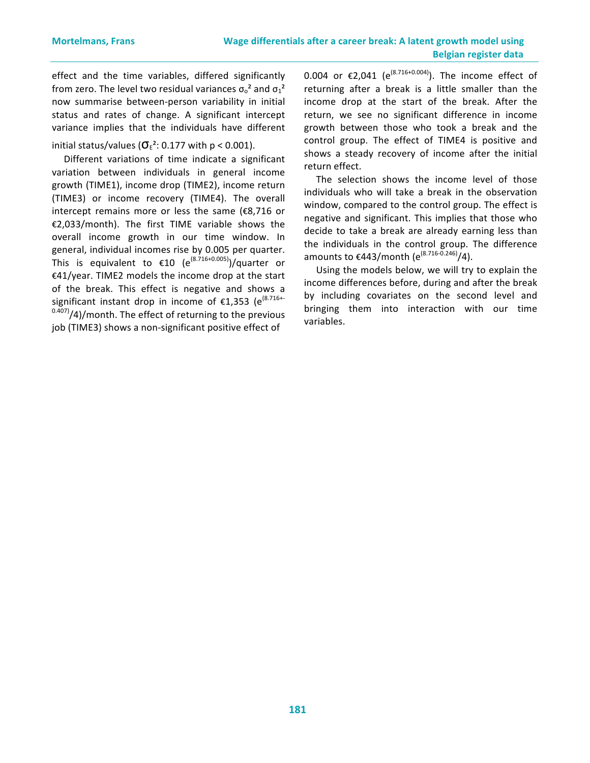effect and the time variables, differed significantly from zero. The level two residual variances $\sigma_o^2$ and $\sigma_1^2$ now summarise between-person variability in initial status and rates of change. A significant intercept variance implies that the individuals have different initial status/values ($\sigma_E^2$: 0.177 with $p < 0.001$).

Different variations of time indicate a significant variation between individuals in general income growth (TIME1), income drop (TIME2), income return (TIME3) or income recovery (TIME4). The overall intercept remains more or less the same (€8,716 or €2,033/month). The first TIME variable shows the overall income growth in our time window. In general, individual incomes rise by 0.005 per quarter. This is equivalent to €10 ($e^{(8.716+0.005)}$)/quarter or €41/year. TIME2 models the income drop at the start of the break. This effect is negative and shows a significant instant drop in income of €1,353 ($e^{(8.716+-0.407)}$/4)/month. The effect of returning to the previous job (TIME3) shows a non-significant positive effect of 0.004 or €2,041 ($e^{(8.716+0.004)}$). The income effect of returning after a break is a little smaller than the income drop at the start of the break. After the return, we see no significant difference in income growth between those who took a break and the control group. The effect of TIME4 is positive and shows a steady recovery of income after the initial return effect.

The selection shows the income level of those individuals who will take a break in the observation window, compared to the control group. The effect is negative and significant. This implies that those who decide to take a break are already earning less than the individuals in the control group. The difference amounts to €443/month ($e^{(8.716-0.246)}$/4).

Using the models below, we will try to explain the income differences before, during and after the break by including covariates on the second level and bringing them into interaction with our time variables.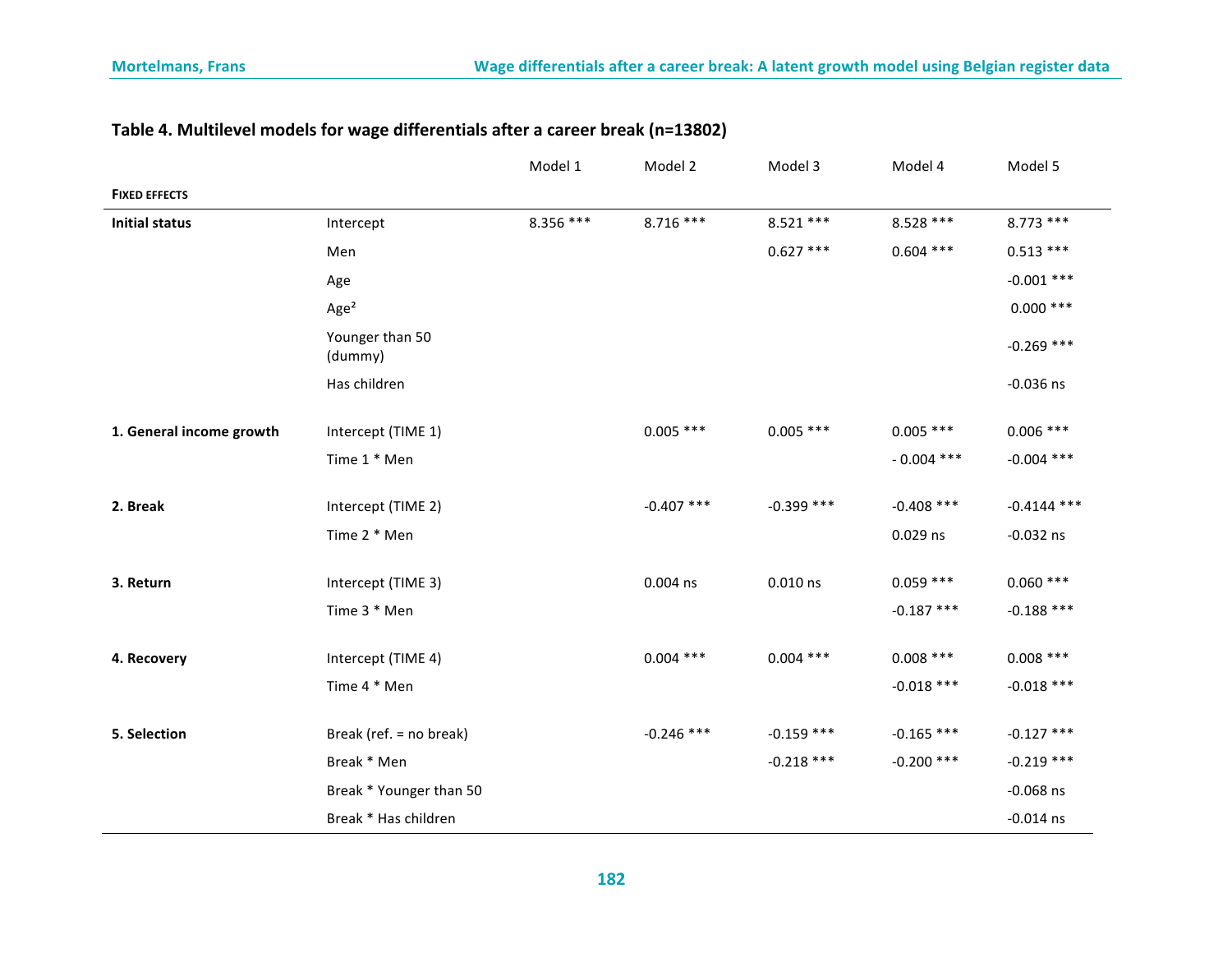**Table 4. Multilevel models for wage differentials after a career break (n=13802)**

| | | Model 1 | Model 2 | Model 3 | Model 4 | Model 5 |
|---|---|---|---|---|---|---|
| **FIXED EFFECTS** | | | | | | |
| **Initial status** | Intercept | 8.356 *** | 8.716 *** | 8.521 *** | 8.528 *** | 8.773 *** |
| | Men | | | 0.627 *** | 0.604 *** | 0.513 *** |
| | Age | | | | | -0.001 *** |
| | Age² | | | | | 0.000 *** |
| | Younger than 50 (dummy) | | | | | -0.269 *** |
| | Has children | | | | | -0.036 ns |
| **1. General income growth** | Intercept (TIME 1) | | 0.005 *** | 0.005 *** | 0.005 *** | 0.006 *** |
| | Time 1 * Men | | | | - 0.004 *** | -0.004 *** |
| **2. Break** | Intercept (TIME 2) | | -0.407 *** | -0.399 *** | -0.408 *** | -0.4144 *** |
| | Time 2 * Men | | | | 0.029 ns | -0.032 ns |
| **3. Return** | Intercept (TIME 3) | | 0.004 ns | 0.010 ns | 0.059 *** | 0.060 *** |
| | Time 3 * Men | | | | -0.187 *** | -0.188 *** |
| **4. Recovery** | Intercept (TIME 4) | | 0.004 *** | 0.004 *** | 0.008 *** | 0.008 *** |
| | Time 4 * Men | | | | -0.018 *** | -0.018 *** |
| **5. Selection** | Break (ref. = no break) | | -0.246 *** | -0.159 *** | -0.165 *** | -0.127 *** |
| | Break * Men | | | -0.218 *** | -0.200 *** | -0.219 *** |
| | Break * Younger than 50 | | | | | -0.068 ns |
| | Break * Has children | | | | | -0.014 ns |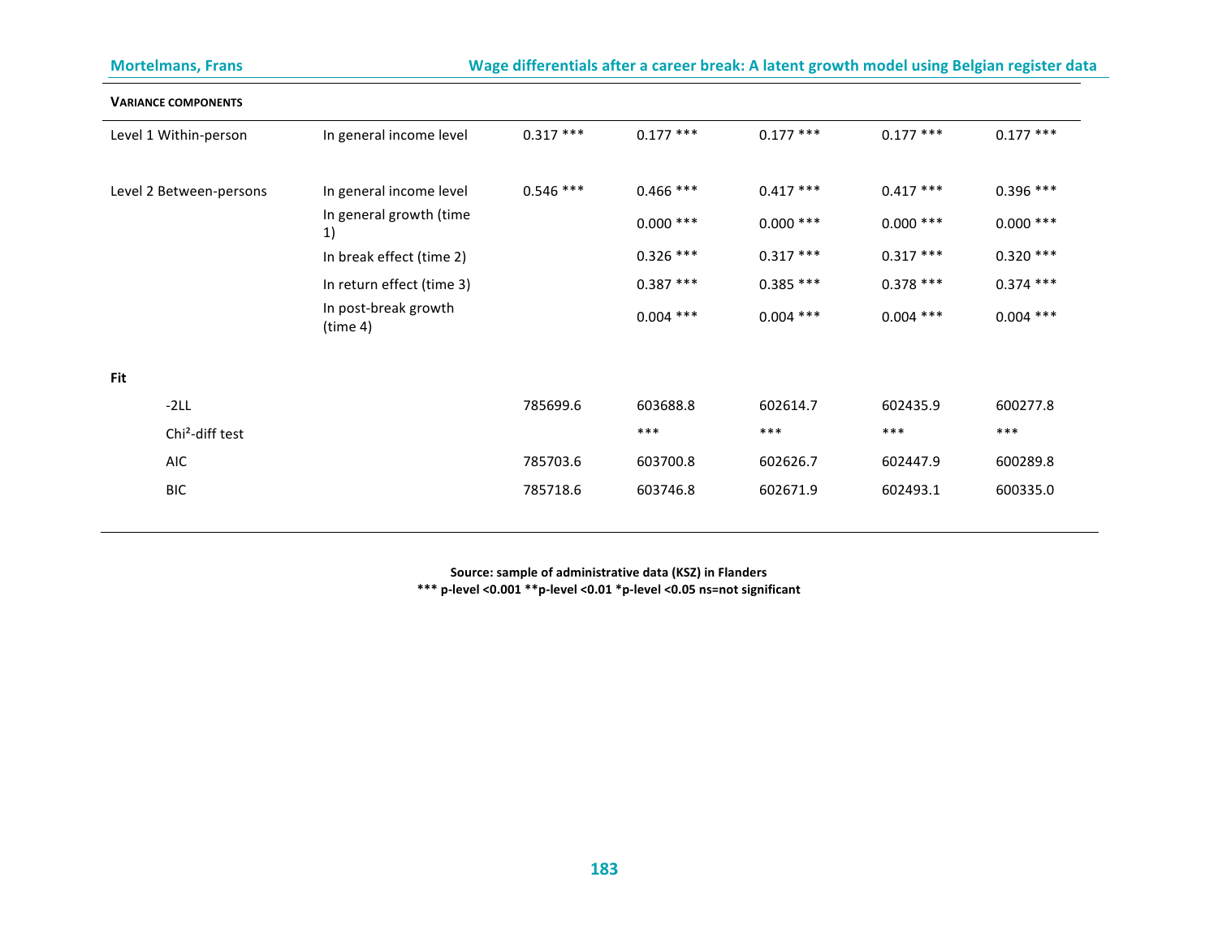| VARIANCE COMPONENTS | | | | | | |
|---|---|---|---|---|---|---|
| Level 1 Within-person | In general income level | 0.317 *** | 0.177 *** | 0.177 *** | 0.177 *** | 0.177 *** |
| Level 2 Between-persons | In general income level | 0.546 *** | 0.466 *** | 0.417 *** | 0.417 *** | 0.396 *** |
| | In general growth (time 1) | | 0.000 *** | 0.000 *** | 0.000 *** | 0.000 *** |
| | In break effect (time 2) | | 0.326 *** | 0.317 *** | 0.317 *** | 0.320 *** |
| | In return effect (time 3) | | 0.387 *** | 0.385 *** | 0.378 *** | 0.374 *** |
| | In post-break growth (time 4) | | 0.004 *** | 0.004 *** | 0.004 *** | 0.004 *** |
| **Fit** | | | | | | |
| -2LL | | 785699.6 | 603688.8 | 602614.7 | 602435.9 | 600277.8 |
| Chi²-diff test | | | *** | *** | *** | *** |
| AIC | | 785703.6 | 603700.8 | 602626.7 | 602447.9 | 600289.8 |
| BIC | | 785718.6 | 603746.8 | 602671.9 | 602493.1 | 600335.0 |

**Source: sample of administrative data (KSZ) in Flanders**
**\*\*\* p-level <0.001 \*\*p-level <0.01 \*p-level <0.05 ns=not significant**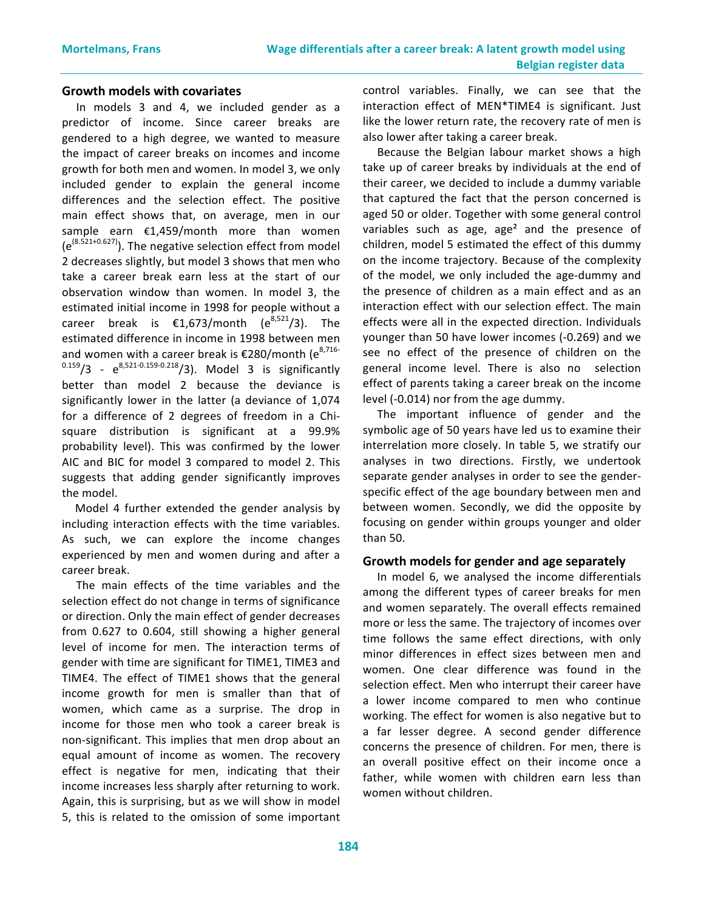## Growth models with covariates

In models 3 and 4, we included gender as a predictor of income. Since career breaks are gendered to a high degree, we wanted to measure the impact of career breaks on incomes and income growth for both men and women. In model 3, we only included gender to explain the general income differences and the selection effect. The positive main effect shows that, on average, men in our sample earn €1,459/month more than women ($e^{(8.521+0.627)}$). The negative selection effect from model 2 decreases slightly, but model 3 shows that men who take a career break earn less at the start of our observation window than women. In model 3, the estimated initial income in 1998 for people without a career break is €1,673/month ($e^{8{,}521}/3$). The estimated difference in income in 1998 between men and women with a career break is €280/month ($e^{8{,}716-0.159}/3$ - $e^{8{,}521-0.159-0.218}/3$). Model 3 is significantly better than model 2 because the deviance is significantly lower in the latter (a deviance of 1,074 for a difference of 2 degrees of freedom in a Chi-square distribution is significant at a 99.9% probability level). This was confirmed by the lower AIC and BIC for model 3 compared to model 2. This suggests that adding gender significantly improves the model.

Model 4 further extended the gender analysis by including interaction effects with the time variables. As such, we can explore the income changes experienced by men and women during and after a career break.

The main effects of the time variables and the selection effect do not change in terms of significance or direction. Only the main effect of gender decreases from 0.627 to 0.604, still showing a higher general level of income for men. The interaction terms of gender with time are significant for TIME1, TIME3 and TIME4. The effect of TIME1 shows that the general income growth for men is smaller than that of women, which came as a surprise. The drop in income for those men who took a career break is non-significant. This implies that men drop about an equal amount of income as women. The recovery effect is negative for men, indicating that their income increases less sharply after returning to work. Again, this is surprising, but as we will show in model 5, this is related to the omission of some important control variables. Finally, we can see that the interaction effect of MEN*TIME4 is significant. Just like the lower return rate, the recovery rate of men is also lower after taking a career break.

Because the Belgian labour market shows a high take up of career breaks by individuals at the end of their career, we decided to include a dummy variable that captured the fact that the person concerned is aged 50 or older. Together with some general control variables such as age, age² and the presence of children, model 5 estimated the effect of this dummy on the income trajectory. Because of the complexity of the model, we only included the age-dummy and the presence of children as a main effect and as an interaction effect with our selection effect. The main effects were all in the expected direction. Individuals younger than 50 have lower incomes (-0.269) and we see no effect of the presence of children on the general income level. There is also no selection effect of parents taking a career break on the income level (-0.014) nor from the age dummy.

The important influence of gender and the symbolic age of 50 years have led us to examine their interrelation more closely. In table 5, we stratify our analyses in two directions. Firstly, we undertook separate gender analyses in order to see the gender-specific effect of the age boundary between men and between women. Secondly, we did the opposite by focusing on gender within groups younger and older than 50.

## Growth models for gender and age separately

In model 6, we analysed the income differentials among the different types of career breaks for men and women separately. The overall effects remained more or less the same. The trajectory of incomes over time follows the same effect directions, with only minor differences in effect sizes between men and women. One clear difference was found in the selection effect. Men who interrupt their career have a lower income compared to men who continue working. The effect for women is also negative but to a far lesser degree. A second gender difference concerns the presence of children. For men, there is an overall positive effect on their income once a father, while women with children earn less than women without children.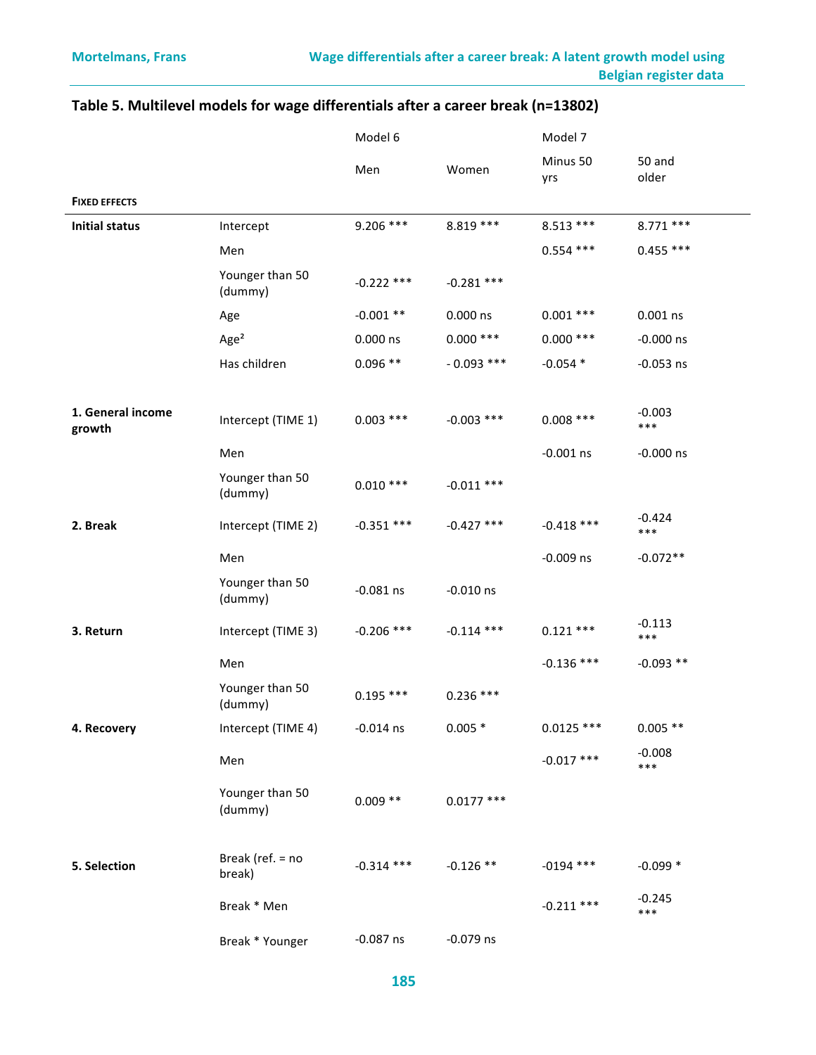## Table 5. Multilevel models for wage differentials after a career break (n=13802)

| | | Model 6 | | Model 7 | |
|---|---|---|---|---|---|
| | | Men | Women | Minus 50 yrs | 50 and older |
| **FIXED EFFECTS** | | | | | |
| **Initial status** | Intercept | 9.206 *** | 8.819 *** | 8.513 *** | 8.771 *** |
| | Men | | | 0.554 *** | 0.455 *** |
| | Younger than 50 (dummy) | -0.222 *** | -0.281 *** | | |
| | Age | -0.001 ** | 0.000 ns | 0.001 *** | 0.001 ns |
| | Age² | 0.000 ns | 0.000 *** | 0.000 *** | -0.000 ns |
| | Has children | 0.096 ** | - 0.093 *** | -0.054 * | -0.053 ns |
| **1. General income growth** | Intercept (TIME 1) | 0.003 *** | -0.003 *** | 0.008 *** | -0.003 *** |
| | Men | | | -0.001 ns | -0.000 ns |
| | Younger than 50 (dummy) | 0.010 *** | -0.011 *** | | |
| **2. Break** | Intercept (TIME 2) | -0.351 *** | -0.427 *** | -0.418 *** | -0.424 *** |
| | Men | | | -0.009 ns | -0.072** |
| | Younger than 50 (dummy) | -0.081 ns | -0.010 ns | | |
| **3. Return** | Intercept (TIME 3) | -0.206 *** | -0.114 *** | 0.121 *** | -0.113 *** |
| | Men | | | -0.136 *** | -0.093 ** |
| | Younger than 50 (dummy) | 0.195 *** | 0.236 *** | | |
| **4. Recovery** | Intercept (TIME 4) | -0.014 ns | 0.005 * | 0.0125 *** | 0.005 ** |
| | Men | | | -0.017 *** | -0.008 *** |
| | Younger than 50 (dummy) | 0.009 ** | 0.0177 *** | | |
| **5. Selection** | Break (ref. = no break) | -0.314 *** | -0.126 ** | -0194 *** | -0.099 * |
| | Break * Men | | | -0.211 *** | -0.245 *** |
| | Break * Younger | -0.087 ns | -0.079 ns | | |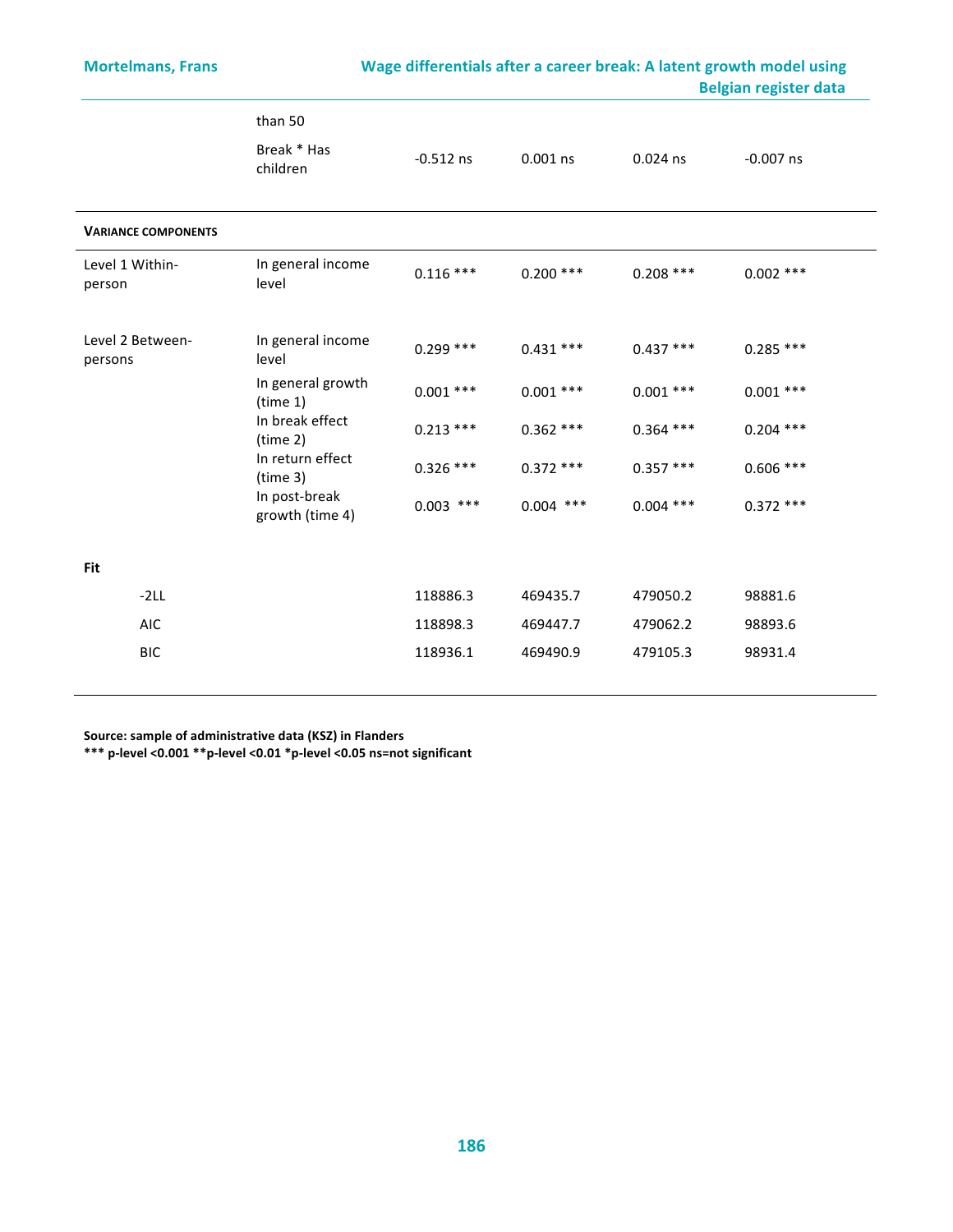|  |  |  |  |  |  |
|---|---|---|---|---|---|
|  | than 50 |  |  |  |  |
|  | Break * Has children | -0.512 ns | 0.001 ns | 0.024 ns | -0.007 ns |
| **VARIANCE COMPONENTS** |  |  |  |  |  |
| Level 1 Within-person | In general income level | 0.116 *** | 0.200 *** | 0.208 *** | 0.002 *** |
| Level 2 Between-persons | In general income level | 0.299 *** | 0.431 *** | 0.437 *** | 0.285 *** |
|  | In general growth (time 1) | 0.001 *** | 0.001 *** | 0.001 *** | 0.001 *** |
|  | In break effect (time 2) | 0.213 *** | 0.362 *** | 0.364 *** | 0.204 *** |
|  | In return effect (time 3) | 0.326 *** | 0.372 *** | 0.357 *** | 0.606 *** |
|  | In post-break growth (time 4) | 0.003 *** | 0.004 *** | 0.004 *** | 0.372 *** |
| **Fit** |  |  |  |  |  |
| -2LL |  | 118886.3 | 469435.7 | 479050.2 | 98881.6 |
| AIC |  | 118898.3 | 469447.7 | 479062.2 | 98893.6 |
| BIC |  | 118936.1 | 469490.9 | 479105.3 | 98931.4 |

**Source: sample of administrative data (KSZ) in Flanders**
**\*\*\* p-level <0.001 \*\*p-level <0.01 \*p-level <0.05 ns=not significant**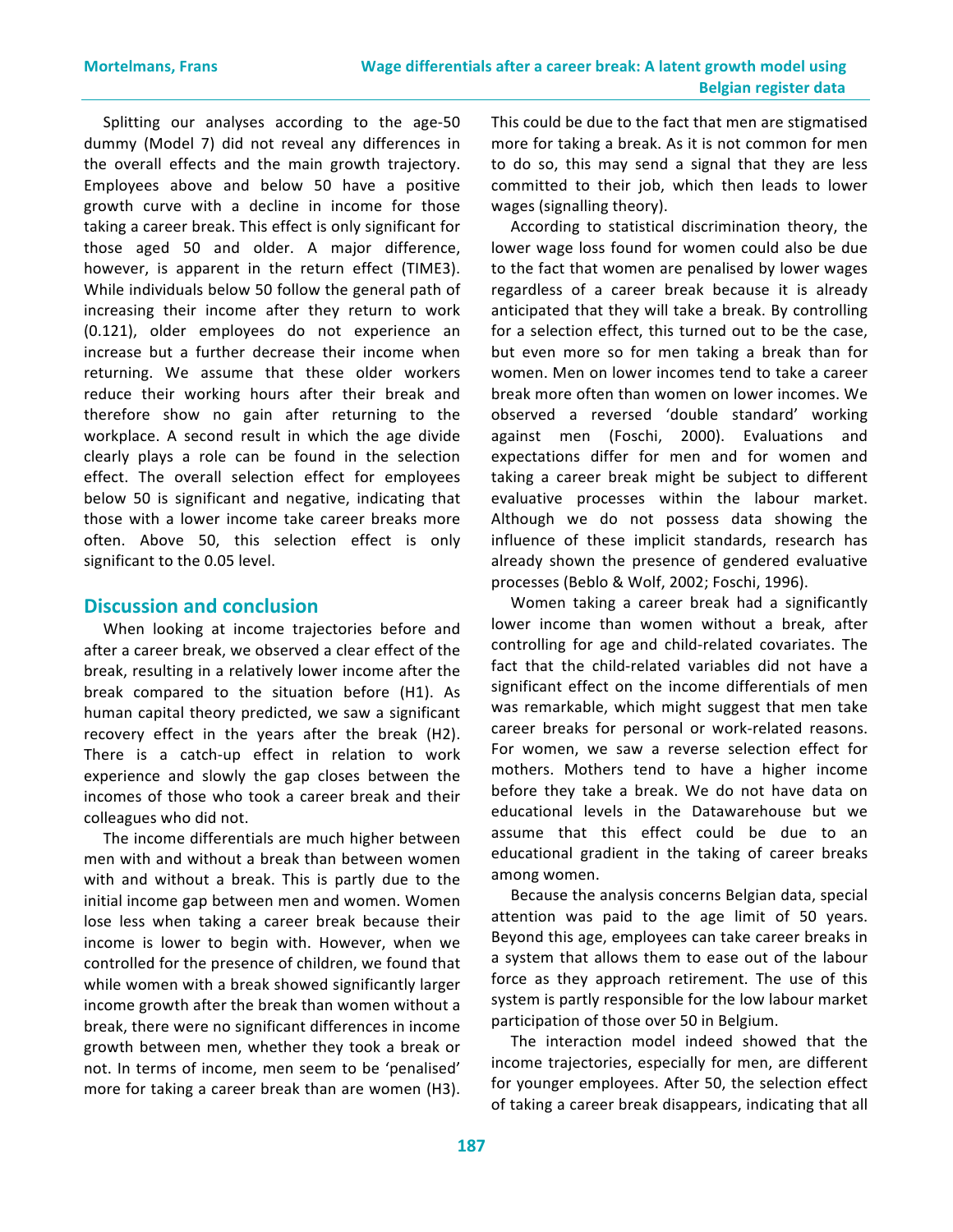Splitting our analyses according to the age-50 dummy (Model 7) did not reveal any differences in the overall effects and the main growth trajectory. Employees above and below 50 have a positive growth curve with a decline in income for those taking a career break. This effect is only significant for those aged 50 and older. A major difference, however, is apparent in the return effect (TIME3). While individuals below 50 follow the general path of increasing their income after they return to work (0.121), older employees do not experience an increase but a further decrease their income when returning. We assume that these older workers reduce their working hours after their break and therefore show no gain after returning to the workplace. A second result in which the age divide clearly plays a role can be found in the selection effect. The overall selection effect for employees below 50 is significant and negative, indicating that those with a lower income take career breaks more often. Above 50, this selection effect is only significant to the 0.05 level.

## Discussion and conclusion

When looking at income trajectories before and after a career break, we observed a clear effect of the break, resulting in a relatively lower income after the break compared to the situation before (H1). As human capital theory predicted, we saw a significant recovery effect in the years after the break (H2). There is a catch-up effect in relation to work experience and slowly the gap closes between the incomes of those who took a career break and their colleagues who did not.

The income differentials are much higher between men with and without a break than between women with and without a break. This is partly due to the initial income gap between men and women. Women lose less when taking a career break because their income is lower to begin with. However, when we controlled for the presence of children, we found that while women with a break showed significantly larger income growth after the break than women without a break, there were no significant differences in income growth between men, whether they took a break or not. In terms of income, men seem to be 'penalised' more for taking a career break than are women (H3). This could be due to the fact that men are stigmatised more for taking a break. As it is not common for men to do so, this may send a signal that they are less committed to their job, which then leads to lower wages (signalling theory).

According to statistical discrimination theory, the lower wage loss found for women could also be due to the fact that women are penalised by lower wages regardless of a career break because it is already anticipated that they will take a break. By controlling for a selection effect, this turned out to be the case, but even more so for men taking a break than for women. Men on lower incomes tend to take a career break more often than women on lower incomes. We observed a reversed 'double standard' working against men (Foschi, 2000). Evaluations and expectations differ for men and for women and taking a career break might be subject to different evaluative processes within the labour market. Although we do not possess data showing the influence of these implicit standards, research has already shown the presence of gendered evaluative processes (Beblo & Wolf, 2002; Foschi, 1996).

Women taking a career break had a significantly lower income than women without a break, after controlling for age and child-related covariates. The fact that the child-related variables did not have a significant effect on the income differentials of men was remarkable, which might suggest that men take career breaks for personal or work-related reasons. For women, we saw a reverse selection effect for mothers. Mothers tend to have a higher income before they take a break. We do not have data on educational levels in the Datawarehouse but we assume that this effect could be due to an educational gradient in the taking of career breaks among women.

Because the analysis concerns Belgian data, special attention was paid to the age limit of 50 years. Beyond this age, employees can take career breaks in a system that allows them to ease out of the labour force as they approach retirement. The use of this system is partly responsible for the low labour market participation of those over 50 in Belgium.

The interaction model indeed showed that the income trajectories, especially for men, are different for younger employees. After 50, the selection effect of taking a career break disappears, indicating that all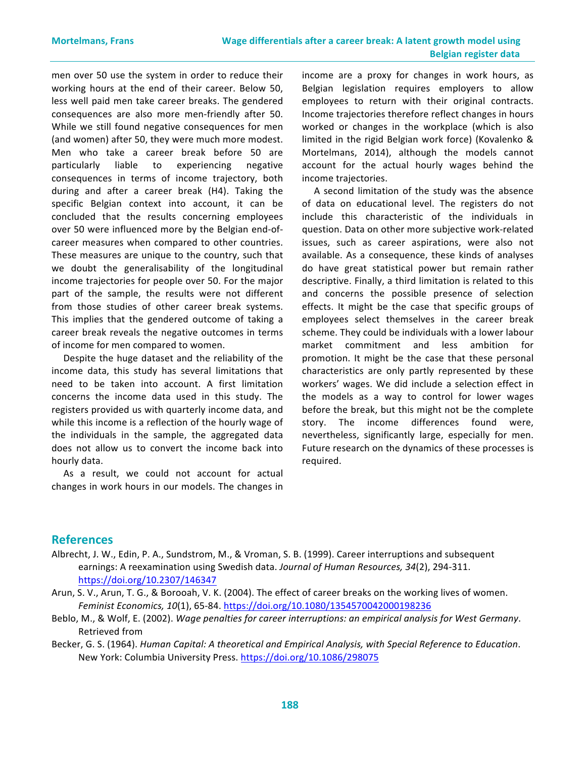men over 50 use the system in order to reduce their working hours at the end of their career. Below 50, less well paid men take career breaks. The gendered consequences are also more men-friendly after 50. While we still found negative consequences for men (and women) after 50, they were much more modest. Men who take a career break before 50 are particularly liable to experiencing negative consequences in terms of income trajectory, both during and after a career break (H4). Taking the specific Belgian context into account, it can be concluded that the results concerning employees over 50 were influenced more by the Belgian end-of-career measures when compared to other countries. These measures are unique to the country, such that we doubt the generalisability of the longitudinal income trajectories for people over 50. For the major part of the sample, the results were not different from those studies of other career break systems. This implies that the gendered outcome of taking a career break reveals the negative outcomes in terms of income for men compared to women.

Despite the huge dataset and the reliability of the income data, this study has several limitations that need to be taken into account. A first limitation concerns the income data used in this study. The registers provided us with quarterly income data, and while this income is a reflection of the hourly wage of the individuals in the sample, the aggregated data does not allow us to convert the income back into hourly data.

As a result, we could not account for actual changes in work hours in our models. The changes in income are a proxy for changes in work hours, as Belgian legislation requires employers to allow employees to return with their original contracts. Income trajectories therefore reflect changes in hours worked or changes in the workplace (which is also limited in the rigid Belgian work force) (Kovalenko & Mortelmans, 2014), although the models cannot account for the actual hourly wages behind the income trajectories.

A second limitation of the study was the absence of data on educational level. The registers do not include this characteristic of the individuals in question. Data on other more subjective work-related issues, such as career aspirations, were also not available. As a consequence, these kinds of analyses do have great statistical power but remain rather descriptive. Finally, a third limitation is related to this and concerns the possible presence of selection effects. It might be the case that specific groups of employees select themselves in the career break scheme. They could be individuals with a lower labour market commitment and less ambition for promotion. It might be the case that these personal characteristics are only partly represented by these workers' wages. We did include a selection effect in the models as a way to control for lower wages before the break, but this might not be the complete story. The income differences found were, nevertheless, significantly large, especially for men. Future research on the dynamics of these processes is required.

## References

Albrecht, J. W., Edin, P. A., Sundstrom, M., & Vroman, S. B. (1999). Career interruptions and subsequent earnings: A reexamination using Swedish data. *Journal of Human Resources, 34*(2), 294-311. https://doi.org/10.2307/146347

Arun, S. V., Arun, T. G., & Borooah, V. K. (2004). The effect of career breaks on the working lives of women. *Feminist Economics, 10*(1), 65-84. https://doi.org/10.1080/1354570042000198236

Beblo, M., & Wolf, E. (2002). *Wage penalties for career interruptions: an empirical analysis for West Germany*. Retrieved from

Becker, G. S. (1964). *Human Capital: A theoretical and Empirical Analysis, with Special Reference to Education*. New York: Columbia University Press. https://doi.org/10.1086/298075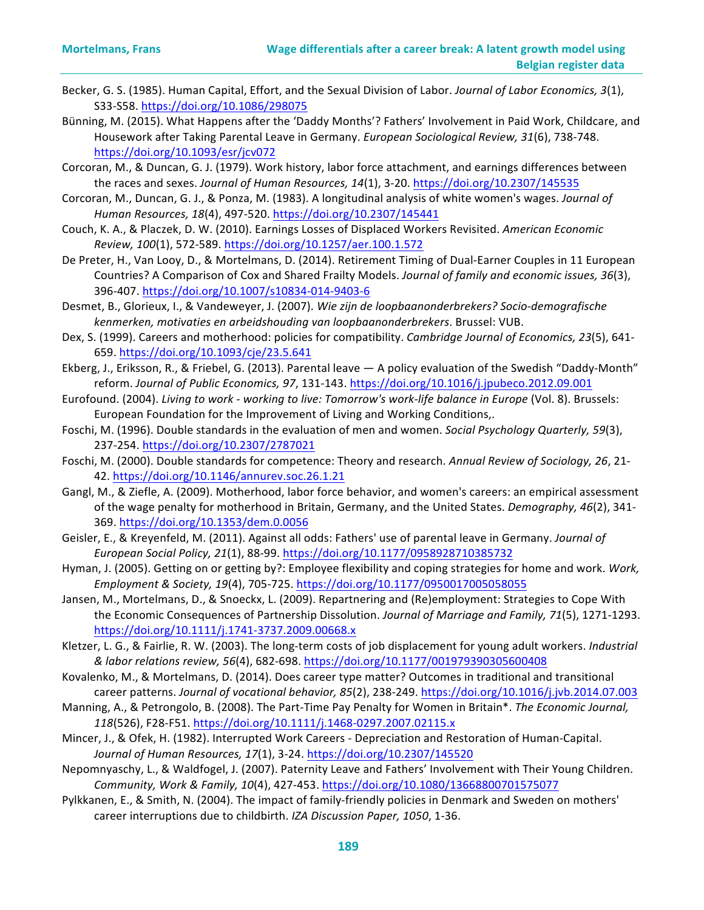Becker, G. S. (1985). Human Capital, Effort, and the Sexual Division of Labor. *Journal of Labor Economics, 3*(1), S33-S58. https://doi.org/10.1086/298075

Bünning, M. (2015). What Happens after the 'Daddy Months'? Fathers' Involvement in Paid Work, Childcare, and Housework after Taking Parental Leave in Germany. *European Sociological Review, 31*(6), 738-748. https://doi.org/10.1093/esr/jcv072

Corcoran, M., & Duncan, G. J. (1979). Work history, labor force attachment, and earnings differences between the races and sexes. *Journal of Human Resources, 14*(1), 3-20. https://doi.org/10.2307/145535

Corcoran, M., Duncan, G. J., & Ponza, M. (1983). A longitudinal analysis of white women's wages. *Journal of Human Resources, 18*(4), 497-520. https://doi.org/10.2307/145441

Couch, K. A., & Placzek, D. W. (2010). Earnings Losses of Displaced Workers Revisited. *American Economic Review, 100*(1), 572-589. https://doi.org/10.1257/aer.100.1.572

De Preter, H., Van Looy, D., & Mortelmans, D. (2014). Retirement Timing of Dual-Earner Couples in 11 European Countries? A Comparison of Cox and Shared Frailty Models. *Journal of family and economic issues, 36*(3), 396-407. https://doi.org/10.1007/s10834-014-9403-6

Desmet, B., Glorieux, I., & Vandeweyer, J. (2007). *Wie zijn de loopbaanonderbrekers? Socio-demografische kenmerken, motivaties en arbeidshouding van loopbaanonderbrekers*. Brussel: VUB.

Dex, S. (1999). Careers and motherhood: policies for compatibility. *Cambridge Journal of Economics, 23*(5), 641-659. https://doi.org/10.1093/cje/23.5.641

Ekberg, J., Eriksson, R., & Friebel, G. (2013). Parental leave — A policy evaluation of the Swedish "Daddy-Month" reform. *Journal of Public Economics, 97*, 131-143. https://doi.org/10.1016/j.jpubeco.2012.09.001

Eurofound. (2004). *Living to work - working to live: Tomorrow's work-life balance in Europe* (Vol. 8). Brussels: European Foundation for the Improvement of Living and Working Conditions,.

Foschi, M. (1996). Double standards in the evaluation of men and women. *Social Psychology Quarterly, 59*(3), 237-254. https://doi.org/10.2307/2787021

Foschi, M. (2000). Double standards for competence: Theory and research. *Annual Review of Sociology, 26*, 21-42. https://doi.org/10.1146/annurev.soc.26.1.21

Gangl, M., & Ziefle, A. (2009). Motherhood, labor force behavior, and women's careers: an empirical assessment of the wage penalty for motherhood in Britain, Germany, and the United States. *Demography, 46*(2), 341-369. https://doi.org/10.1353/dem.0.0056

Geisler, E., & Kreyenfeld, M. (2011). Against all odds: Fathers' use of parental leave in Germany. *Journal of European Social Policy, 21*(1), 88-99. https://doi.org/10.1177/0958928710385732

Hyman, J. (2005). Getting on or getting by?: Employee flexibility and coping strategies for home and work. *Work, Employment & Society, 19*(4), 705-725. https://doi.org/10.1177/0950017005058055

Jansen, M., Mortelmans, D., & Snoeckx, L. (2009). Repartnering and (Re)employment: Strategies to Cope With the Economic Consequences of Partnership Dissolution. *Journal of Marriage and Family, 71*(5), 1271-1293. https://doi.org/10.1111/j.1741-3737.2009.00668.x

Kletzer, L. G., & Fairlie, R. W. (2003). The long-term costs of job displacement for young adult workers. *Industrial & labor relations review, 56*(4), 682-698. https://doi.org/10.1177/001979390305600408

Kovalenko, M., & Mortelmans, D. (2014). Does career type matter? Outcomes in traditional and transitional career patterns. *Journal of vocational behavior, 85*(2), 238-249. https://doi.org/10.1016/j.jvb.2014.07.003

Manning, A., & Petrongolo, B. (2008). The Part-Time Pay Penalty for Women in Britain*. *The Economic Journal, 118*(526), F28-F51. https://doi.org/10.1111/j.1468-0297.2007.02115.x

Mincer, J., & Ofek, H. (1982). Interrupted Work Careers - Depreciation and Restoration of Human-Capital. *Journal of Human Resources, 17*(1), 3-24. https://doi.org/10.2307/145520

Nepomnyaschy, L., & Waldfogel, J. (2007). Paternity Leave and Fathers' Involvement with Their Young Children. *Community, Work & Family, 10*(4), 427-453. https://doi.org/10.1080/13668800701575077

Pylkkanen, E., & Smith, N. (2004). The impact of family-friendly policies in Denmark and Sweden on mothers' career interruptions due to childbirth. *IZA Discussion Paper, 1050*, 1-36.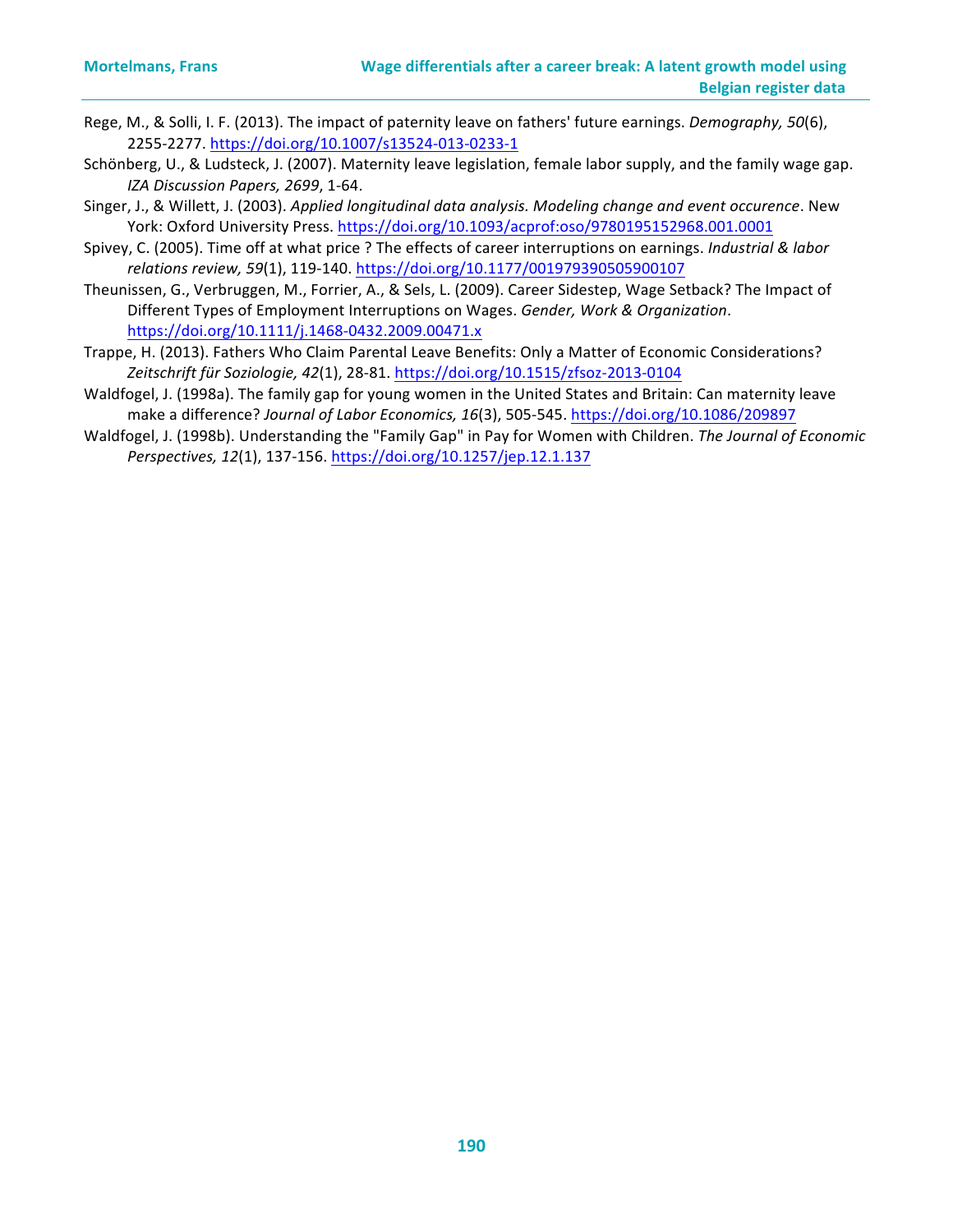Rege, M., & Solli, I. F. (2013). The impact of paternity leave on fathers' future earnings. *Demography, 50*(6), 2255-2277. https://doi.org/10.1007/s13524-013-0233-1

Schönberg, U., & Ludsteck, J. (2007). Maternity leave legislation, female labor supply, and the family wage gap. *IZA Discussion Papers, 2699*, 1-64.

Singer, J., & Willett, J. (2003). *Applied longitudinal data analysis. Modeling change and event occurence*. New York: Oxford University Press. https://doi.org/10.1093/acprof:oso/9780195152968.001.0001

Spivey, C. (2005). Time off at what price ? The effects of career interruptions on earnings. *Industrial & labor relations review, 59*(1), 119-140. https://doi.org/10.1177/001979390505900107

Theunissen, G., Verbruggen, M., Forrier, A., & Sels, L. (2009). Career Sidestep, Wage Setback? The Impact of Different Types of Employment Interruptions on Wages. *Gender, Work & Organization*. https://doi.org/10.1111/j.1468-0432.2009.00471.x

Trappe, H. (2013). Fathers Who Claim Parental Leave Benefits: Only a Matter of Economic Considerations? *Zeitschrift für Soziologie, 42*(1), 28-81. https://doi.org/10.1515/zfsoz-2013-0104

Waldfogel, J. (1998a). The family gap for young women in the United States and Britain: Can maternity leave make a difference? *Journal of Labor Economics, 16*(3), 505-545. https://doi.org/10.1086/209897

Waldfogel, J. (1998b). Understanding the "Family Gap" in Pay for Women with Children. *The Journal of Economic Perspectives, 12*(1), 137-156. https://doi.org/10.1257/jep.12.1.137